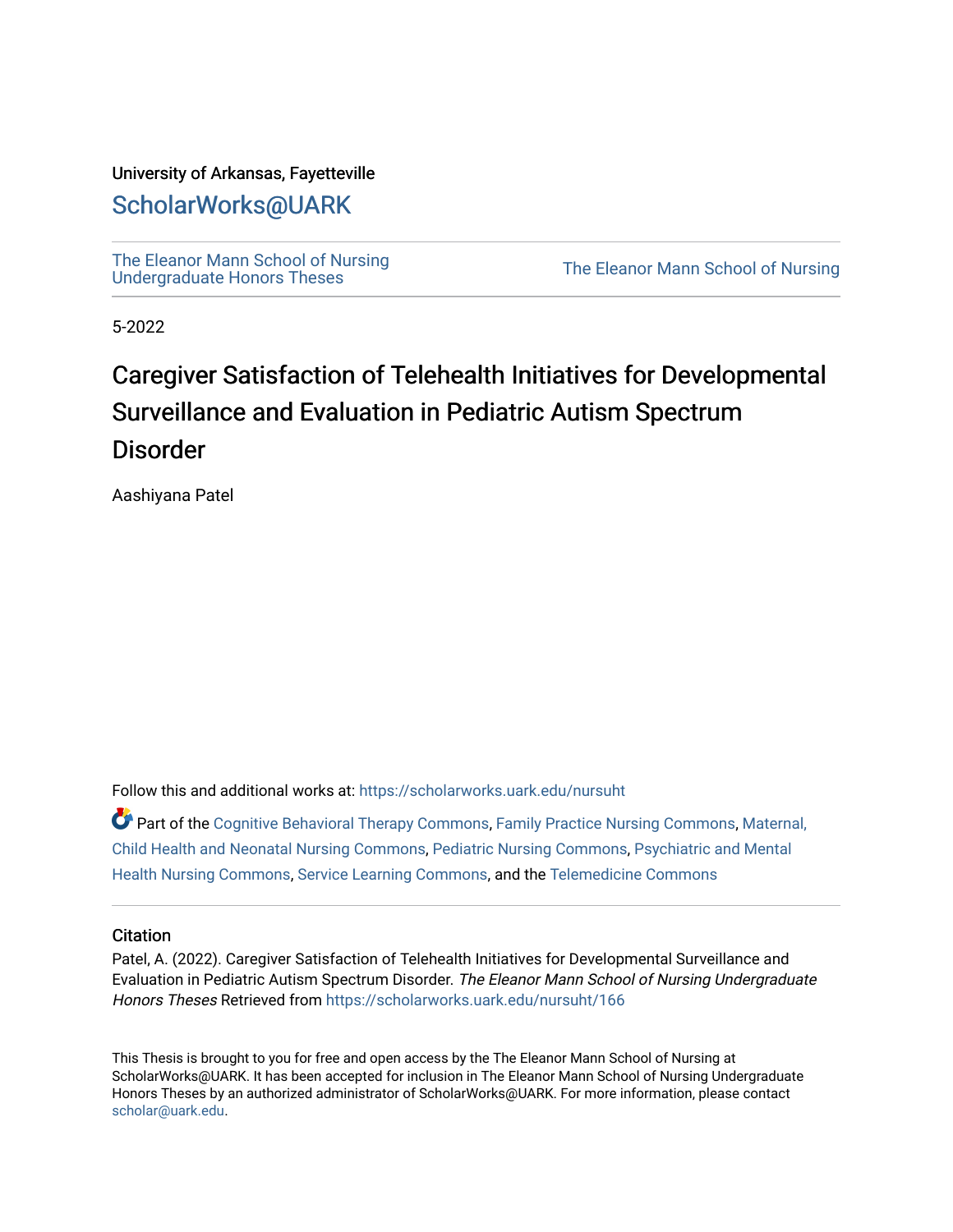University of Arkansas, Fayetteville

ScholarWorks@UARK

The Eleanor Mann School of Nursing Undergraduate Honors Theses

The Eleanor Mann School of Nursing

5-2022

# Caregiver Satisfaction of Telehealth Initiatives for Developmental Surveillance and Evaluation in Pediatric Autism Spectrum Disorder

Aashiyana Patel

Follow this and additional works at: https://scholarworks.uark.edu/nursuht

Part of the Cognitive Behavioral Therapy Commons, Family Practice Nursing Commons, Maternal, Child Health and Neonatal Nursing Commons, Pediatric Nursing Commons, Psychiatric and Mental Health Nursing Commons, Service Learning Commons, and the Telemedicine Commons

## Citation

Patel, A. (2022). Caregiver Satisfaction of Telehealth Initiatives for Developmental Surveillance and Evaluation in Pediatric Autism Spectrum Disorder. *The Eleanor Mann School of Nursing Undergraduate Honors Theses* Retrieved from https://scholarworks.uark.edu/nursuht/166

This Thesis is brought to you for free and open access by the The Eleanor Mann School of Nursing at ScholarWorks@UARK. It has been accepted for inclusion in The Eleanor Mann School of Nursing Undergraduate Honors Theses by an authorized administrator of ScholarWorks@UARK. For more information, please contact scholar@uark.edu.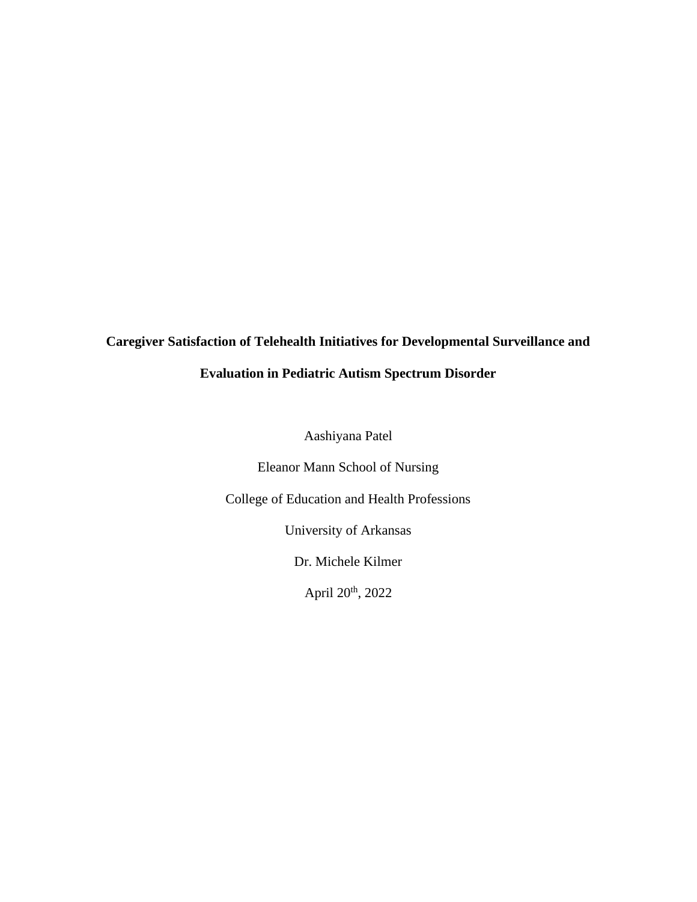**Caregiver Satisfaction of Telehealth Initiatives for Developmental Surveillance and Evaluation in Pediatric Autism Spectrum Disorder**

Aashiyana Patel

Eleanor Mann School of Nursing

College of Education and Health Professions

University of Arkansas

Dr. Michele Kilmer

April 20th, 2022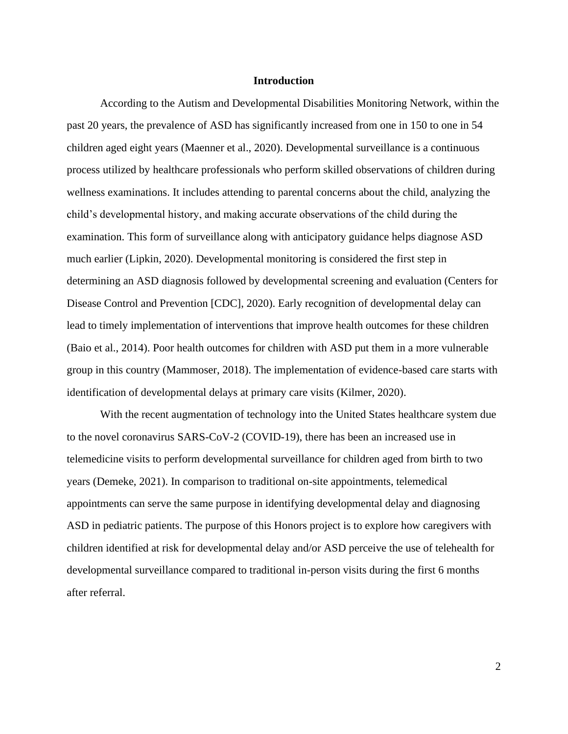# Introduction

According to the Autism and Developmental Disabilities Monitoring Network, within the past 20 years, the prevalence of ASD has significantly increased from one in 150 to one in 54 children aged eight years (Maenner et al., 2020). Developmental surveillance is a continuous process utilized by healthcare professionals who perform skilled observations of children during wellness examinations. It includes attending to parental concerns about the child, analyzing the child's developmental history, and making accurate observations of the child during the examination. This form of surveillance along with anticipatory guidance helps diagnose ASD much earlier (Lipkin, 2020). Developmental monitoring is considered the first step in determining an ASD diagnosis followed by developmental screening and evaluation (Centers for Disease Control and Prevention [CDC], 2020). Early recognition of developmental delay can lead to timely implementation of interventions that improve health outcomes for these children (Baio et al., 2014). Poor health outcomes for children with ASD put them in a more vulnerable group in this country (Mammoser, 2018). The implementation of evidence-based care starts with identification of developmental delays at primary care visits (Kilmer, 2020).

With the recent augmentation of technology into the United States healthcare system due to the novel coronavirus SARS-CoV-2 (COVID-19), there has been an increased use in telemedicine visits to perform developmental surveillance for children aged from birth to two years (Demeke, 2021). In comparison to traditional on-site appointments, telemedical appointments can serve the same purpose in identifying developmental delay and diagnosing ASD in pediatric patients. The purpose of this Honors project is to explore how caregivers with children identified at risk for developmental delay and/or ASD perceive the use of telehealth for developmental surveillance compared to traditional in-person visits during the first 6 months after referral.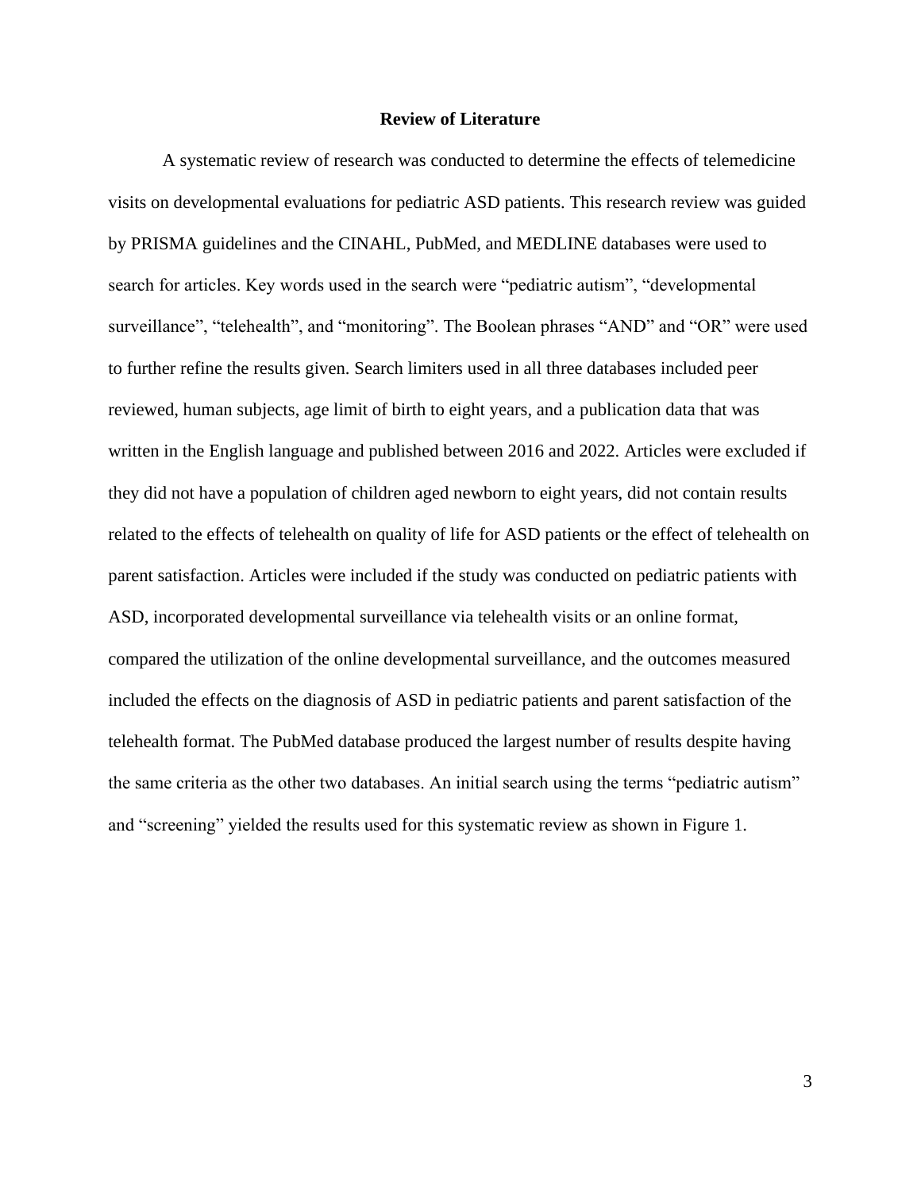## Review of Literature

A systematic review of research was conducted to determine the effects of telemedicine visits on developmental evaluations for pediatric ASD patients. This research review was guided by PRISMA guidelines and the CINAHL, PubMed, and MEDLINE databases were used to search for articles. Key words used in the search were "pediatric autism", "developmental surveillance", "telehealth", and "monitoring". The Boolean phrases "AND" and "OR" were used to further refine the results given. Search limiters used in all three databases included peer reviewed, human subjects, age limit of birth to eight years, and a publication data that was written in the English language and published between 2016 and 2022. Articles were excluded if they did not have a population of children aged newborn to eight years, did not contain results related to the effects of telehealth on quality of life for ASD patients or the effect of telehealth on parent satisfaction. Articles were included if the study was conducted on pediatric patients with ASD, incorporated developmental surveillance via telehealth visits or an online format, compared the utilization of the online developmental surveillance, and the outcomes measured included the effects on the diagnosis of ASD in pediatric patients and parent satisfaction of the telehealth format. The PubMed database produced the largest number of results despite having the same criteria as the other two databases. An initial search using the terms "pediatric autism" and "screening" yielded the results used for this systematic review as shown in Figure 1.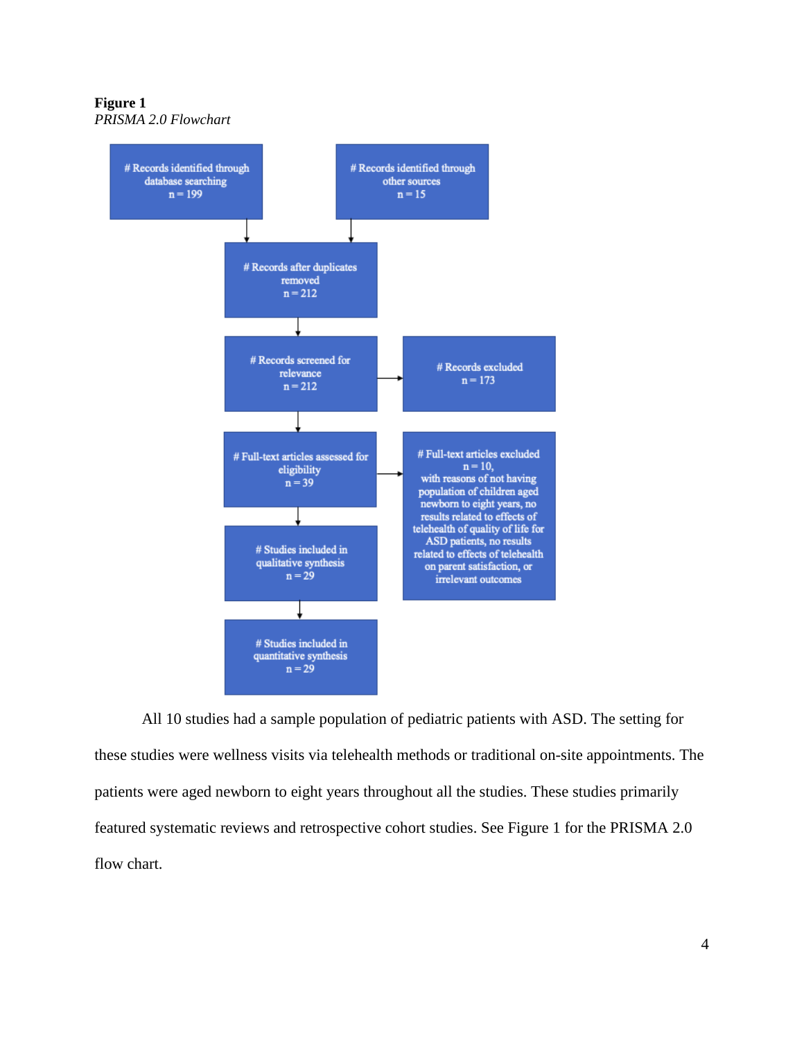**Figure 1**

*PRISMA 2.0 Flowchart*

# Records identified through database searching
n = 199

# Records identified through other sources
n = 15

# Records after duplicates removed
n = 212

# Records screened for relevance
n = 212

# Records excluded
n = 173

# Full-text articles assessed for eligibility
n = 39

# Full-text articles excluded
n = 10,
with reasons of not having population of children aged newborn to eight years, no results related to effects of telehealth of quality of life for ASD patients, no results related to effects of telehealth on parent satisfaction, or irrelevant outcomes

# Studies included in qualitative synthesis
n = 29

# Studies included in quantitative synthesis
n = 29

All 10 studies had a sample population of pediatric patients with ASD. The setting for these studies were wellness visits via telehealth methods or traditional on-site appointments. The patients were aged newborn to eight years throughout all the studies. These studies primarily featured systematic reviews and retrospective cohort studies. See Figure 1 for the PRISMA 2.0 flow chart.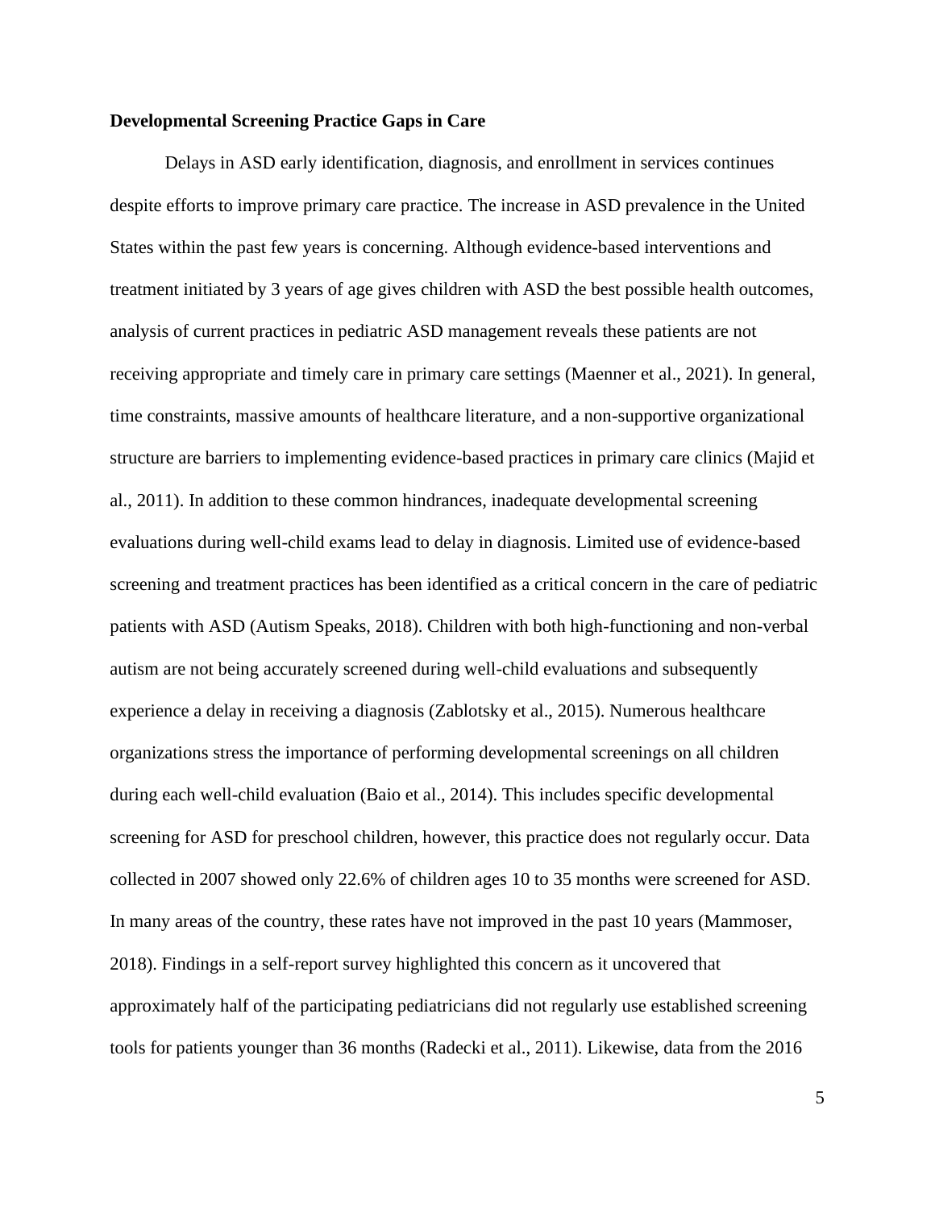**Developmental Screening Practice Gaps in Care**

Delays in ASD early identification, diagnosis, and enrollment in services continues despite efforts to improve primary care practice. The increase in ASD prevalence in the United States within the past few years is concerning. Although evidence-based interventions and treatment initiated by 3 years of age gives children with ASD the best possible health outcomes, analysis of current practices in pediatric ASD management reveals these patients are not receiving appropriate and timely care in primary care settings (Maenner et al., 2021). In general, time constraints, massive amounts of healthcare literature, and a non-supportive organizational structure are barriers to implementing evidence-based practices in primary care clinics (Majid et al., 2011). In addition to these common hindrances, inadequate developmental screening evaluations during well-child exams lead to delay in diagnosis. Limited use of evidence-based screening and treatment practices has been identified as a critical concern in the care of pediatric patients with ASD (Autism Speaks, 2018). Children with both high-functioning and non-verbal autism are not being accurately screened during well-child evaluations and subsequently experience a delay in receiving a diagnosis (Zablotsky et al., 2015). Numerous healthcare organizations stress the importance of performing developmental screenings on all children during each well-child evaluation (Baio et al., 2014). This includes specific developmental screening for ASD for preschool children, however, this practice does not regularly occur. Data collected in 2007 showed only 22.6% of children ages 10 to 35 months were screened for ASD. In many areas of the country, these rates have not improved in the past 10 years (Mammoser, 2018). Findings in a self-report survey highlighted this concern as it uncovered that approximately half of the participating pediatricians did not regularly use established screening tools for patients younger than 36 months (Radecki et al., 2011). Likewise, data from the 2016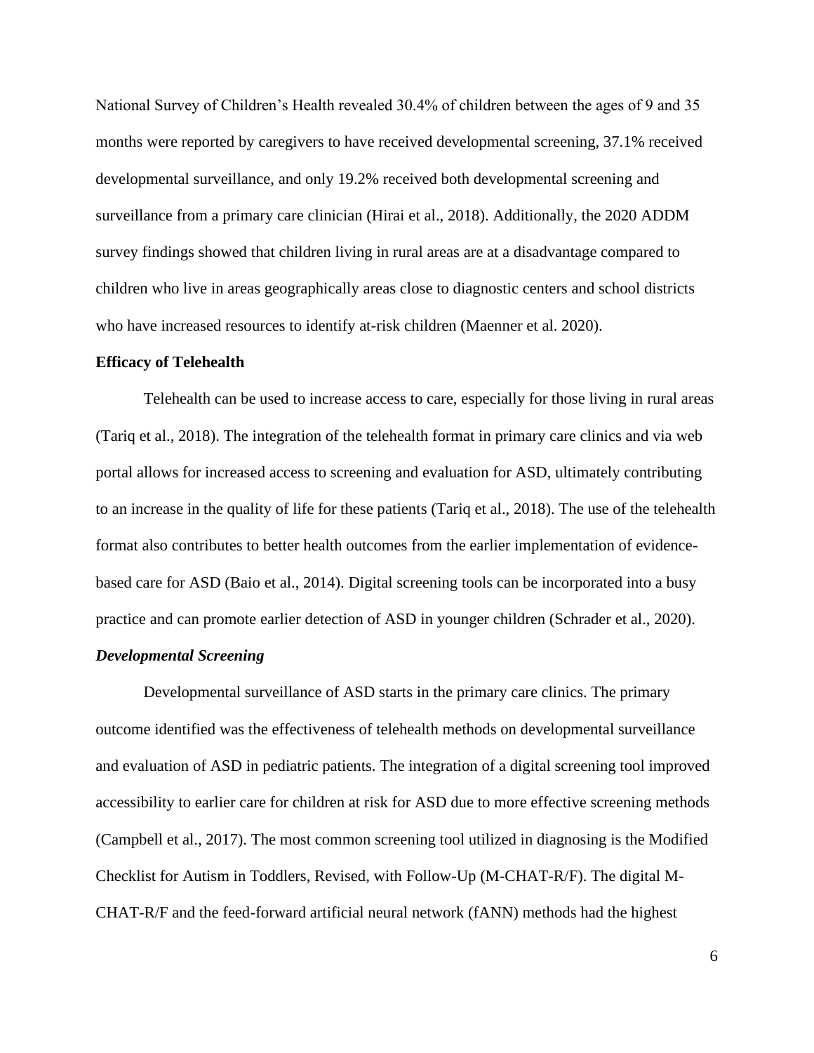National Survey of Children's Health revealed 30.4% of children between the ages of 9 and 35 months were reported by caregivers to have received developmental screening, 37.1% received developmental surveillance, and only 19.2% received both developmental screening and surveillance from a primary care clinician (Hirai et al., 2018). Additionally, the 2020 ADDM survey findings showed that children living in rural areas are at a disadvantage compared to children who live in areas geographically areas close to diagnostic centers and school districts who have increased resources to identify at-risk children (Maenner et al. 2020).

**Efficacy of Telehealth**

Telehealth can be used to increase access to care, especially for those living in rural areas (Tariq et al., 2018). The integration of the telehealth format in primary care clinics and via web portal allows for increased access to screening and evaluation for ASD, ultimately contributing to an increase in the quality of life for these patients (Tariq et al., 2018). The use of the telehealth format also contributes to better health outcomes from the earlier implementation of evidence-based care for ASD (Baio et al., 2014). Digital screening tools can be incorporated into a busy practice and can promote earlier detection of ASD in younger children (Schrader et al., 2020).

***Developmental Screening***

Developmental surveillance of ASD starts in the primary care clinics. The primary outcome identified was the effectiveness of telehealth methods on developmental surveillance and evaluation of ASD in pediatric patients. The integration of a digital screening tool improved accessibility to earlier care for children at risk for ASD due to more effective screening methods (Campbell et al., 2017). The most common screening tool utilized in diagnosing is the Modified Checklist for Autism in Toddlers, Revised, with Follow-Up (M-CHAT-R/F). The digital M-CHAT-R/F and the feed-forward artificial neural network (fANN) methods had the highest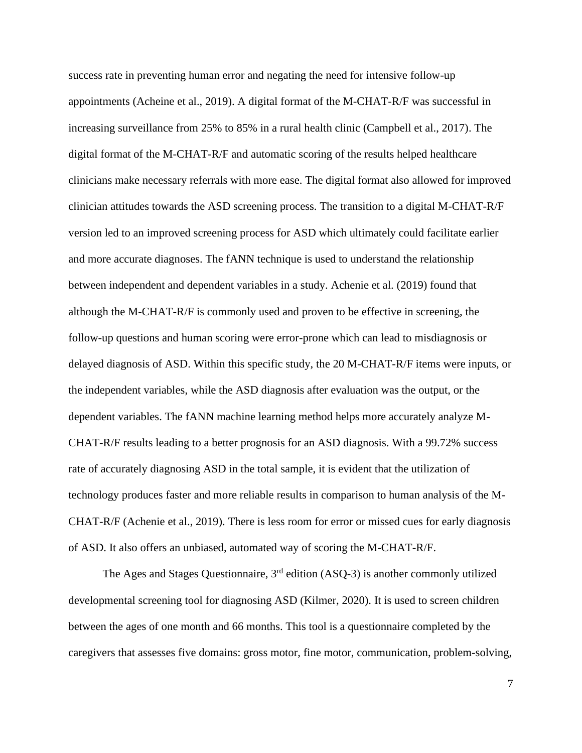success rate in preventing human error and negating the need for intensive follow-up appointments (Acheine et al., 2019). A digital format of the M-CHAT-R/F was successful in increasing surveillance from 25% to 85% in a rural health clinic (Campbell et al., 2017). The digital format of the M-CHAT-R/F and automatic scoring of the results helped healthcare clinicians make necessary referrals with more ease. The digital format also allowed for improved clinician attitudes towards the ASD screening process. The transition to a digital M-CHAT-R/F version led to an improved screening process for ASD which ultimately could facilitate earlier and more accurate diagnoses. The fANN technique is used to understand the relationship between independent and dependent variables in a study. Achenie et al. (2019) found that although the M-CHAT-R/F is commonly used and proven to be effective in screening, the follow-up questions and human scoring were error-prone which can lead to misdiagnosis or delayed diagnosis of ASD. Within this specific study, the 20 M-CHAT-R/F items were inputs, or the independent variables, while the ASD diagnosis after evaluation was the output, or the dependent variables. The fANN machine learning method helps more accurately analyze M-CHAT-R/F results leading to a better prognosis for an ASD diagnosis. With a 99.72% success rate of accurately diagnosing ASD in the total sample, it is evident that the utilization of technology produces faster and more reliable results in comparison to human analysis of the M-CHAT-R/F (Achenie et al., 2019). There is less room for error or missed cues for early diagnosis of ASD. It also offers an unbiased, automated way of scoring the M-CHAT-R/F.

The Ages and Stages Questionnaire, 3rd edition (ASQ-3) is another commonly utilized developmental screening tool for diagnosing ASD (Kilmer, 2020). It is used to screen children between the ages of one month and 66 months. This tool is a questionnaire completed by the caregivers that assesses five domains: gross motor, fine motor, communication, problem-solving,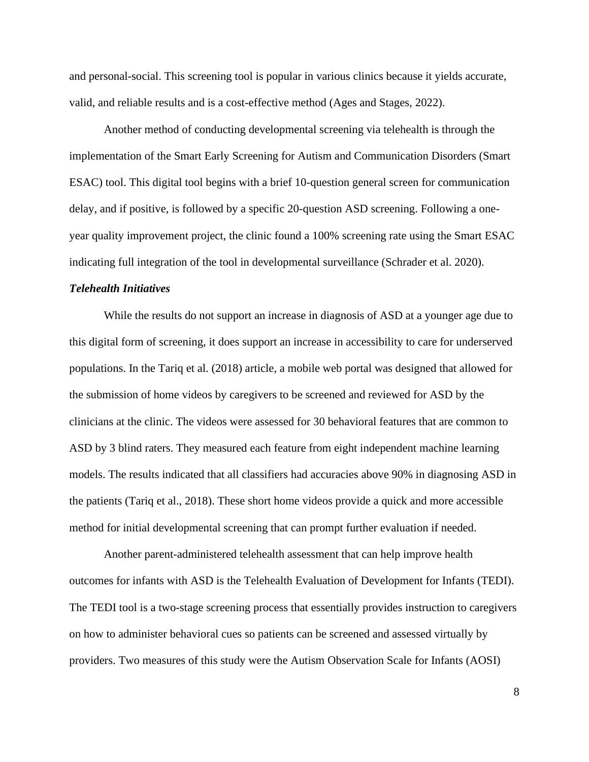and personal-social. This screening tool is popular in various clinics because it yields accurate, valid, and reliable results and is a cost-effective method (Ages and Stages, 2022).

Another method of conducting developmental screening via telehealth is through the implementation of the Smart Early Screening for Autism and Communication Disorders (Smart ESAC) tool. This digital tool begins with a brief 10-question general screen for communication delay, and if positive, is followed by a specific 20-question ASD screening. Following a one-year quality improvement project, the clinic found a 100% screening rate using the Smart ESAC indicating full integration of the tool in developmental surveillance (Schrader et al. 2020).

### *Telehealth Initiatives*

While the results do not support an increase in diagnosis of ASD at a younger age due to this digital form of screening, it does support an increase in accessibility to care for underserved populations. In the Tariq et al. (2018) article, a mobile web portal was designed that allowed for the submission of home videos by caregivers to be screened and reviewed for ASD by the clinicians at the clinic. The videos were assessed for 30 behavioral features that are common to ASD by 3 blind raters. They measured each feature from eight independent machine learning models. The results indicated that all classifiers had accuracies above 90% in diagnosing ASD in the patients (Tariq et al., 2018). These short home videos provide a quick and more accessible method for initial developmental screening that can prompt further evaluation if needed.

Another parent-administered telehealth assessment that can help improve health outcomes for infants with ASD is the Telehealth Evaluation of Development for Infants (TEDI). The TEDI tool is a two-stage screening process that essentially provides instruction to caregivers on how to administer behavioral cues so patients can be screened and assessed virtually by providers. Two measures of this study were the Autism Observation Scale for Infants (AOSI)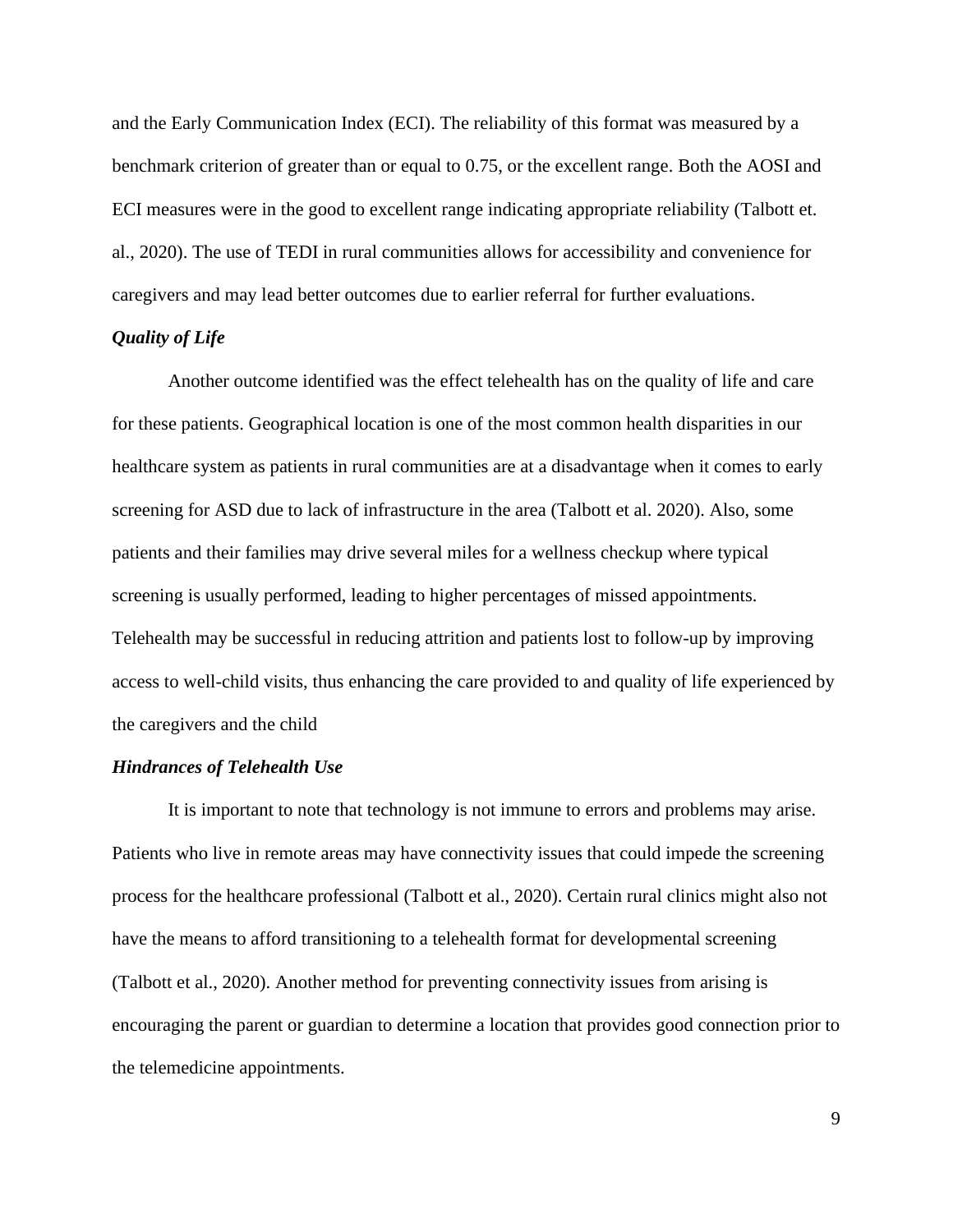and the Early Communication Index (ECI). The reliability of this format was measured by a benchmark criterion of greater than or equal to 0.75, or the excellent range. Both the AOSI and ECI measures were in the good to excellent range indicating appropriate reliability (Talbott et. al., 2020). The use of TEDI in rural communities allows for accessibility and convenience for caregivers and may lead better outcomes due to earlier referral for further evaluations.

***Quality of Life***

Another outcome identified was the effect telehealth has on the quality of life and care for these patients. Geographical location is one of the most common health disparities in our healthcare system as patients in rural communities are at a disadvantage when it comes to early screening for ASD due to lack of infrastructure in the area (Talbott et al. 2020). Also, some patients and their families may drive several miles for a wellness checkup where typical screening is usually performed, leading to higher percentages of missed appointments. Telehealth may be successful in reducing attrition and patients lost to follow-up by improving access to well-child visits, thus enhancing the care provided to and quality of life experienced by the caregivers and the child

***Hindrances of Telehealth Use***

It is important to note that technology is not immune to errors and problems may arise. Patients who live in remote areas may have connectivity issues that could impede the screening process for the healthcare professional (Talbott et al., 2020). Certain rural clinics might also not have the means to afford transitioning to a telehealth format for developmental screening (Talbott et al., 2020). Another method for preventing connectivity issues from arising is encouraging the parent or guardian to determine a location that provides good connection prior to the telemedicine appointments.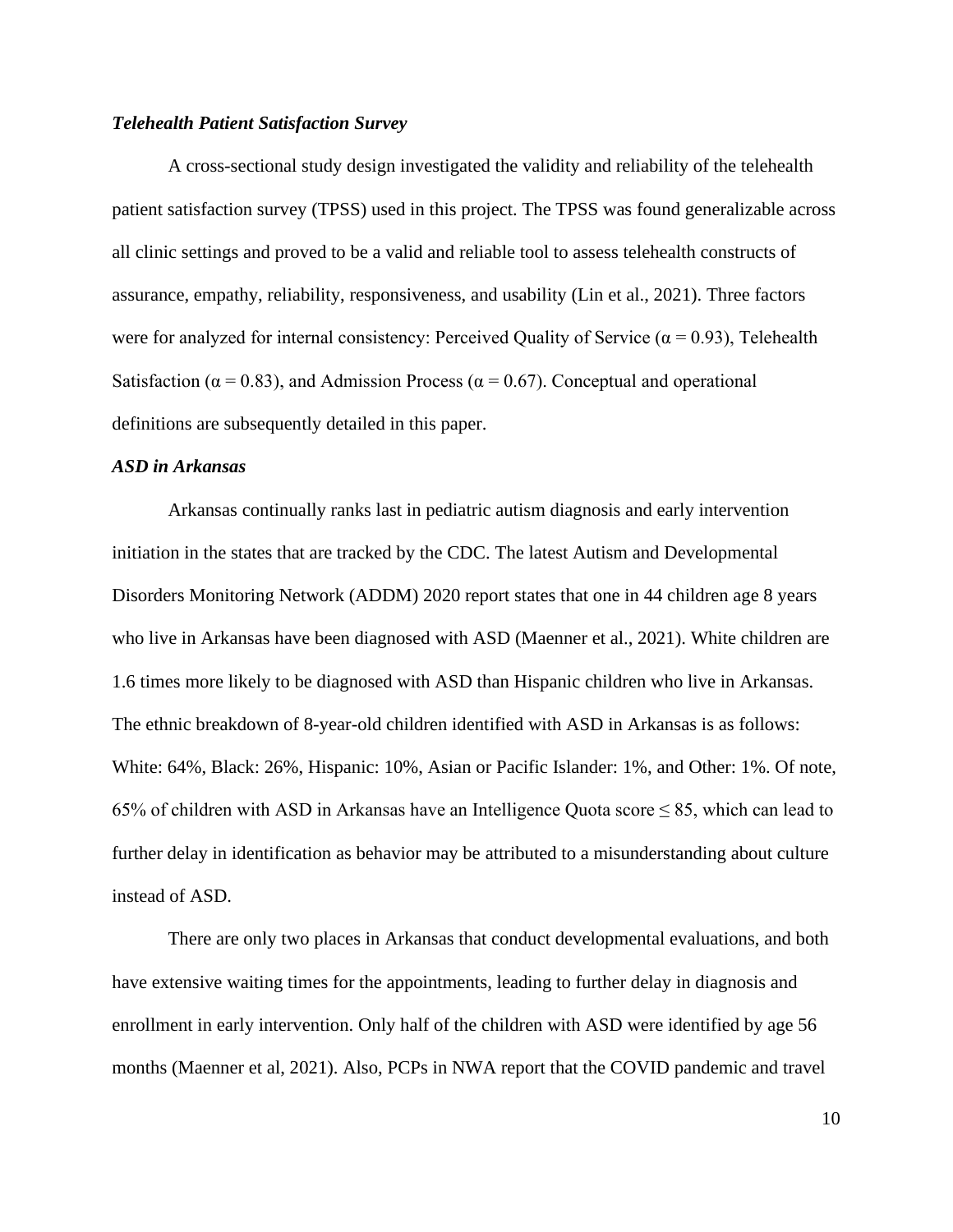### *Telehealth Patient Satisfaction Survey*

A cross-sectional study design investigated the validity and reliability of the telehealth patient satisfaction survey (TPSS) used in this project. The TPSS was found generalizable across all clinic settings and proved to be a valid and reliable tool to assess telehealth constructs of assurance, empathy, reliability, responsiveness, and usability (Lin et al., 2021). Three factors were for analyzed for internal consistency: Perceived Quality of Service ($\alpha = 0.93$), Telehealth Satisfaction ($\alpha = 0.83$), and Admission Process ($\alpha = 0.67$). Conceptual and operational definitions are subsequently detailed in this paper.

### *ASD in Arkansas*

Arkansas continually ranks last in pediatric autism diagnosis and early intervention initiation in the states that are tracked by the CDC. The latest Autism and Developmental Disorders Monitoring Network (ADDM) 2020 report states that one in 44 children age 8 years who live in Arkansas have been diagnosed with ASD (Maenner et al., 2021). White children are 1.6 times more likely to be diagnosed with ASD than Hispanic children who live in Arkansas. The ethnic breakdown of 8-year-old children identified with ASD in Arkansas is as follows: White: 64%, Black: 26%, Hispanic: 10%, Asian or Pacific Islander: 1%, and Other: 1%. Of note, 65% of children with ASD in Arkansas have an Intelligence Quota score $\leq 85$, which can lead to further delay in identification as behavior may be attributed to a misunderstanding about culture instead of ASD.

There are only two places in Arkansas that conduct developmental evaluations, and both have extensive waiting times for the appointments, leading to further delay in diagnosis and enrollment in early intervention. Only half of the children with ASD were identified by age 56 months (Maenner et al, 2021). Also, PCPs in NWA report that the COVID pandemic and travel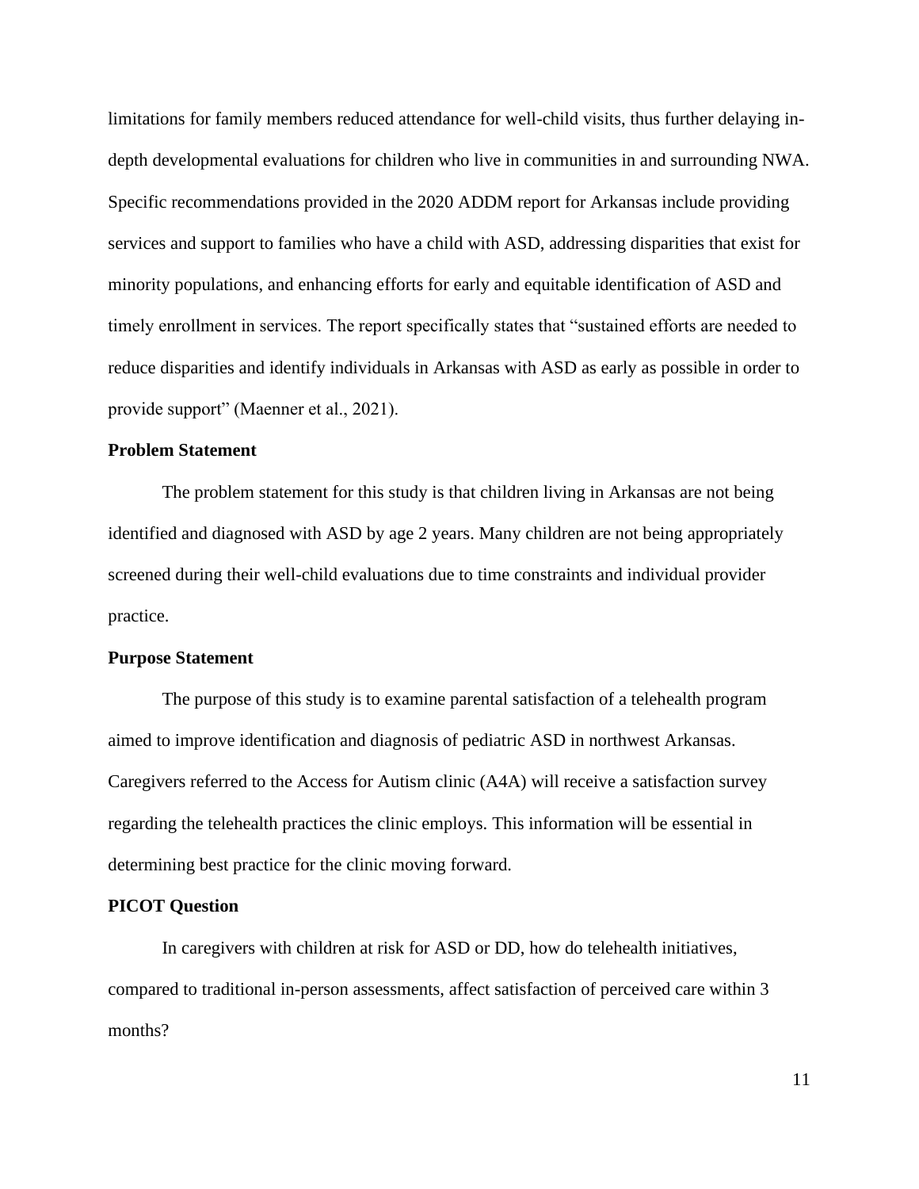limitations for family members reduced attendance for well-child visits, thus further delaying in-depth developmental evaluations for children who live in communities in and surrounding NWA. Specific recommendations provided in the 2020 ADDM report for Arkansas include providing services and support to families who have a child with ASD, addressing disparities that exist for minority populations, and enhancing efforts for early and equitable identification of ASD and timely enrollment in services. The report specifically states that "sustained efforts are needed to reduce disparities and identify individuals in Arkansas with ASD as early as possible in order to provide support" (Maenner et al., 2021).

**Problem Statement**

The problem statement for this study is that children living in Arkansas are not being identified and diagnosed with ASD by age 2 years. Many children are not being appropriately screened during their well-child evaluations due to time constraints and individual provider practice.

**Purpose Statement**

The purpose of this study is to examine parental satisfaction of a telehealth program aimed to improve identification and diagnosis of pediatric ASD in northwest Arkansas. Caregivers referred to the Access for Autism clinic (A4A) will receive a satisfaction survey regarding the telehealth practices the clinic employs. This information will be essential in determining best practice for the clinic moving forward.

**PICOT Question**

In caregivers with children at risk for ASD or DD, how do telehealth initiatives, compared to traditional in-person assessments, affect satisfaction of perceived care within 3 months?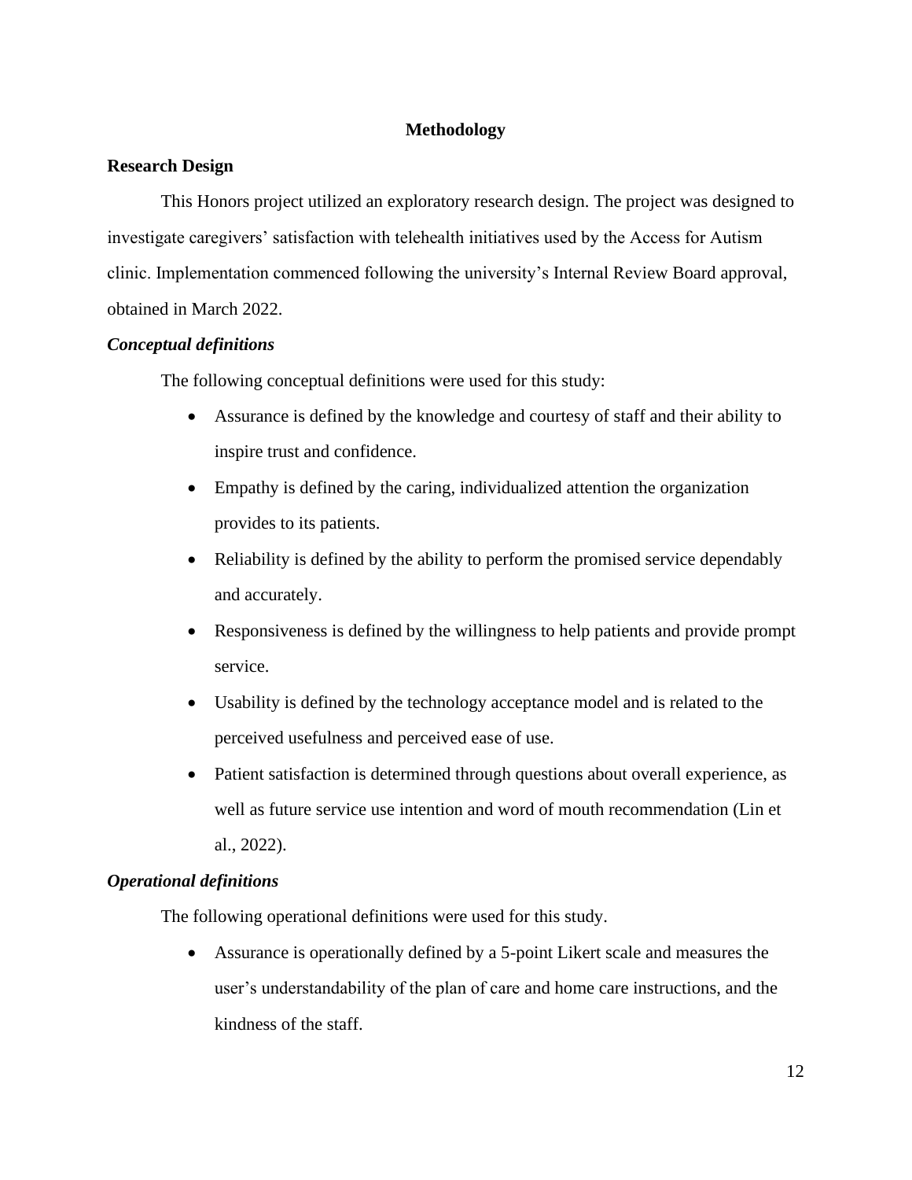# Methodology

## Research Design

This Honors project utilized an exploratory research design. The project was designed to investigate caregivers' satisfaction with telehealth initiatives used by the Access for Autism clinic. Implementation commenced following the university's Internal Review Board approval, obtained in March 2022.

### *Conceptual definitions*

The following conceptual definitions were used for this study:

- Assurance is defined by the knowledge and courtesy of staff and their ability to inspire trust and confidence.
- Empathy is defined by the caring, individualized attention the organization provides to its patients.
- Reliability is defined by the ability to perform the promised service dependably and accurately.
- Responsiveness is defined by the willingness to help patients and provide prompt service.
- Usability is defined by the technology acceptance model and is related to the perceived usefulness and perceived ease of use.
- Patient satisfaction is determined through questions about overall experience, as well as future service use intention and word of mouth recommendation (Lin et al., 2022).

### *Operational definitions*

The following operational definitions were used for this study.

- Assurance is operationally defined by a 5-point Likert scale and measures the user's understandability of the plan of care and home care instructions, and the kindness of the staff.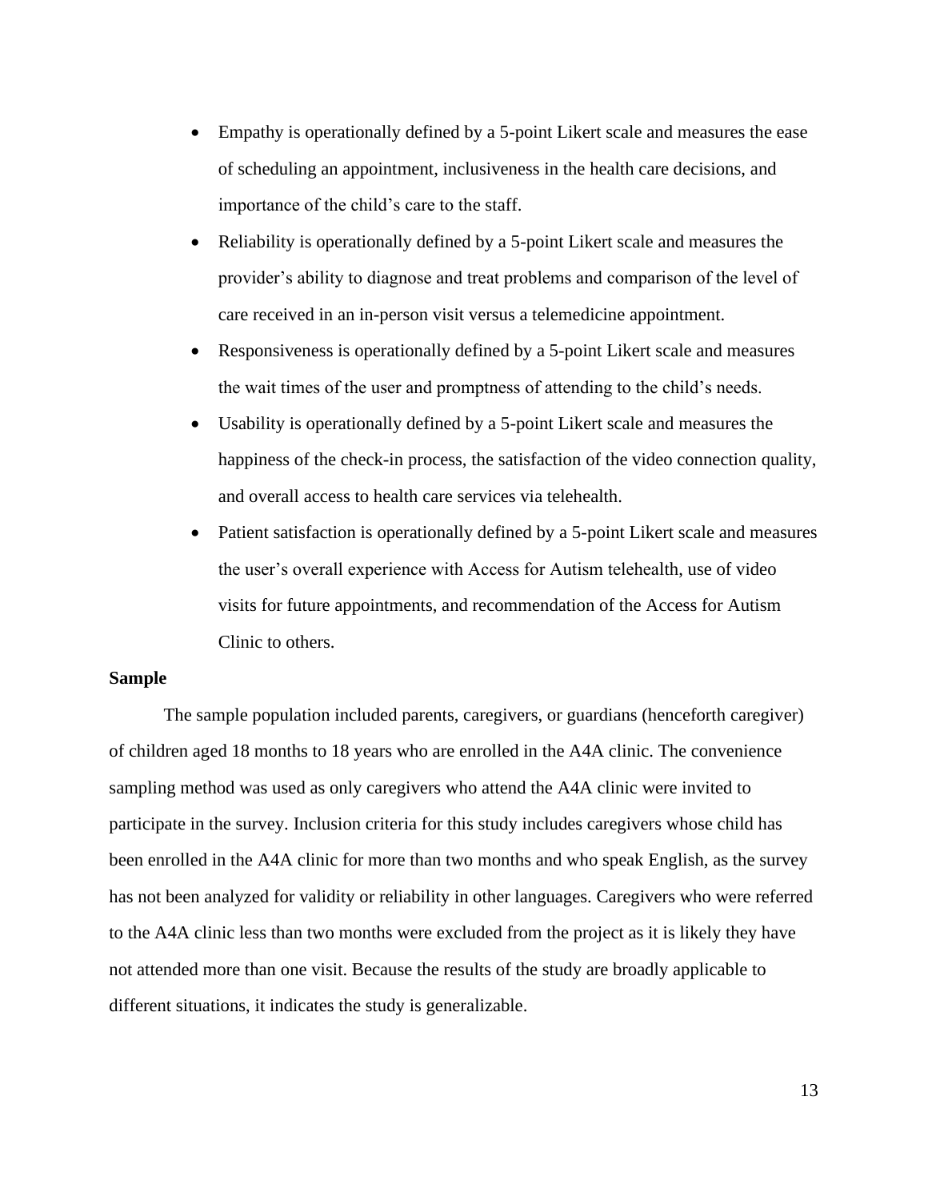- Empathy is operationally defined by a 5-point Likert scale and measures the ease of scheduling an appointment, inclusiveness in the health care decisions, and importance of the child's care to the staff.
- Reliability is operationally defined by a 5-point Likert scale and measures the provider's ability to diagnose and treat problems and comparison of the level of care received in an in-person visit versus a telemedicine appointment.
- Responsiveness is operationally defined by a 5-point Likert scale and measures the wait times of the user and promptness of attending to the child's needs.
- Usability is operationally defined by a 5-point Likert scale and measures the happiness of the check-in process, the satisfaction of the video connection quality, and overall access to health care services via telehealth.
- Patient satisfaction is operationally defined by a 5-point Likert scale and measures the user's overall experience with Access for Autism telehealth, use of video visits for future appointments, and recommendation of the Access for Autism Clinic to others.

**Sample**

The sample population included parents, caregivers, or guardians (henceforth caregiver) of children aged 18 months to 18 years who are enrolled in the A4A clinic. The convenience sampling method was used as only caregivers who attend the A4A clinic were invited to participate in the survey. Inclusion criteria for this study includes caregivers whose child has been enrolled in the A4A clinic for more than two months and who speak English, as the survey has not been analyzed for validity or reliability in other languages. Caregivers who were referred to the A4A clinic less than two months were excluded from the project as it is likely they have not attended more than one visit. Because the results of the study are broadly applicable to different situations, it indicates the study is generalizable.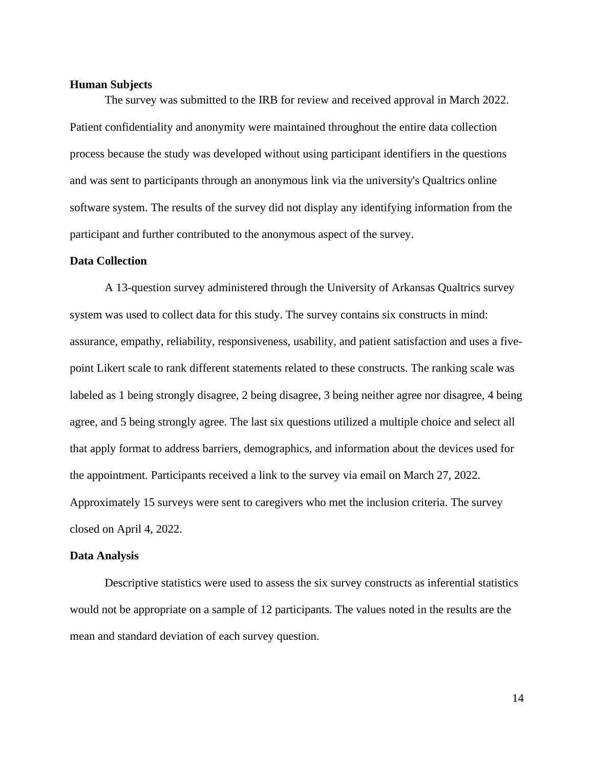### Human Subjects

The survey was submitted to the IRB for review and received approval in March 2022. Patient confidentiality and anonymity were maintained throughout the entire data collection process because the study was developed without using participant identifiers in the questions and was sent to participants through an anonymous link via the university's Qualtrics online software system. The results of the survey did not display any identifying information from the participant and further contributed to the anonymous aspect of the survey.

### Data Collection

A 13-question survey administered through the University of Arkansas Qualtrics survey system was used to collect data for this study. The survey contains six constructs in mind: assurance, empathy, reliability, responsiveness, usability, and patient satisfaction and uses a five-point Likert scale to rank different statements related to these constructs. The ranking scale was labeled as 1 being strongly disagree, 2 being disagree, 3 being neither agree nor disagree, 4 being agree, and 5 being strongly agree. The last six questions utilized a multiple choice and select all that apply format to address barriers, demographics, and information about the devices used for the appointment. Participants received a link to the survey via email on March 27, 2022. Approximately 15 surveys were sent to caregivers who met the inclusion criteria. The survey closed on April 4, 2022.

### Data Analysis

Descriptive statistics were used to assess the six survey constructs as inferential statistics would not be appropriate on a sample of 12 participants. The values noted in the results are the mean and standard deviation of each survey question.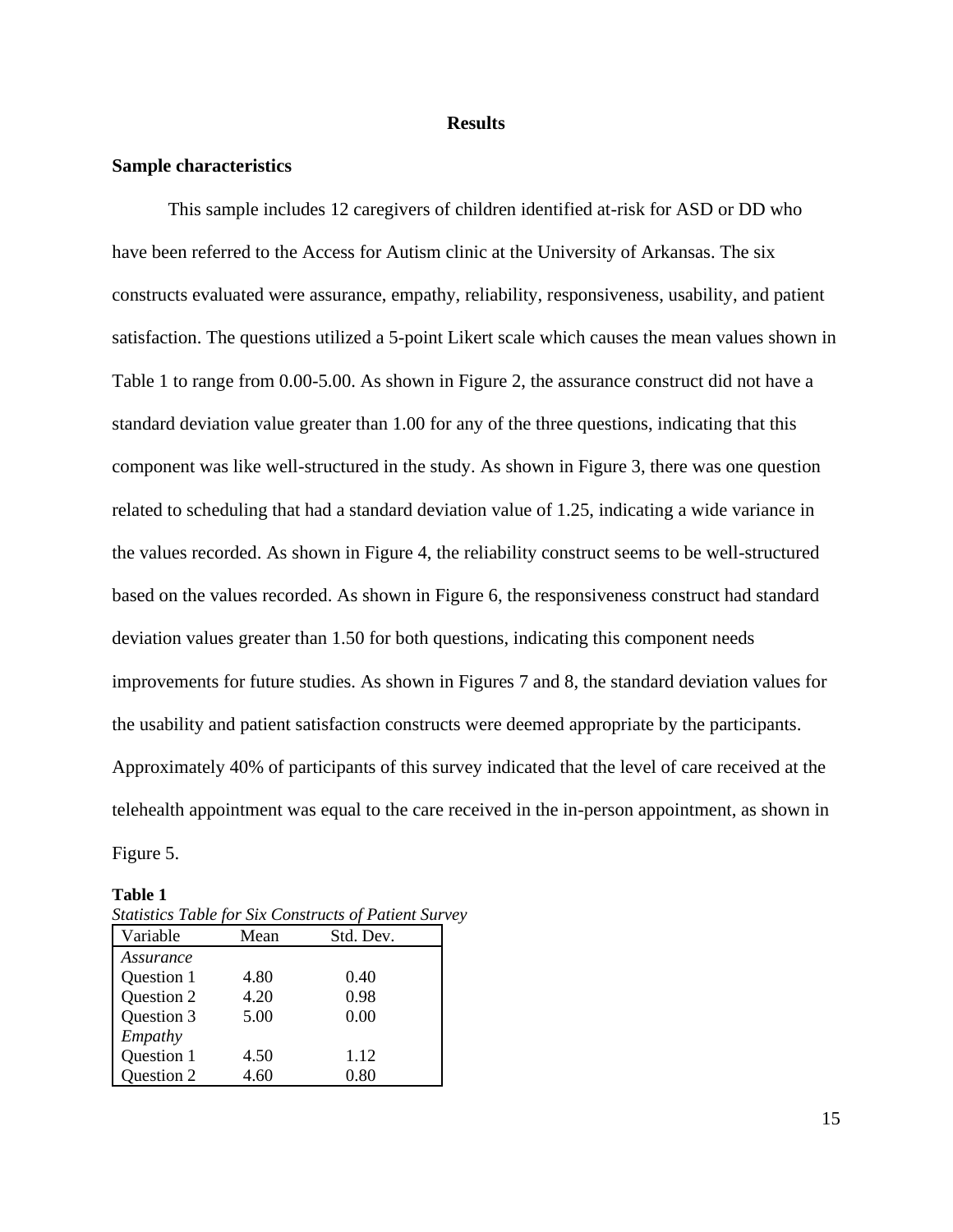# Results

## Sample characteristics

This sample includes 12 caregivers of children identified at-risk for ASD or DD who have been referred to the Access for Autism clinic at the University of Arkansas. The six constructs evaluated were assurance, empathy, reliability, responsiveness, usability, and patient satisfaction. The questions utilized a 5-point Likert scale which causes the mean values shown in Table 1 to range from 0.00-5.00. As shown in Figure 2, the assurance construct did not have a standard deviation value greater than 1.00 for any of the three questions, indicating that this component was like well-structured in the study. As shown in Figure 3, there was one question related to scheduling that had a standard deviation value of 1.25, indicating a wide variance in the values recorded. As shown in Figure 4, the reliability construct seems to be well-structured based on the values recorded. As shown in Figure 6, the responsiveness construct had standard deviation values greater than 1.50 for both questions, indicating this component needs improvements for future studies. As shown in Figures 7 and 8, the standard deviation values for the usability and patient satisfaction constructs were deemed appropriate by the participants. Approximately 40% of participants of this survey indicated that the level of care received at the telehealth appointment was equal to the care received in the in-person appointment, as shown in Figure 5.

**Table 1**

*Statistics Table for Six Constructs of Patient Survey*

| Variable | Mean | Std. Dev. |
|---|---|---|
| *Assurance* | | |
| Question 1 | 4.80 | 0.40 |
| Question 2 | 4.20 | 0.98 |
| Question 3 | 5.00 | 0.00 |
| *Empathy* | | |
| Question 1 | 4.50 | 1.12 |
| Question 2 | 4.60 | 0.80 |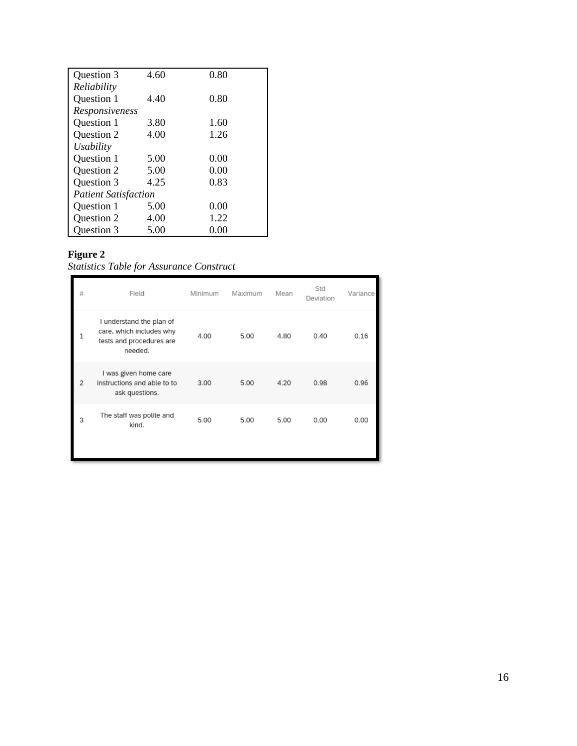| | | |
|---|---|---|
| Question 3 | 4.60 | 0.80 |
| *Reliability* | | |
| Question 1 | 4.40 | 0.80 |
| *Responsiveness* | | |
| Question 1 | 3.80 | 1.60 |
| Question 2 | 4.00 | 1.26 |
| *Usability* | | |
| Question 1 | 5.00 | 0.00 |
| Question 2 | 5.00 | 0.00 |
| Question 3 | 4.25 | 0.83 |
| *Patient Satisfaction* | | |
| Question 1 | 5.00 | 0.00 |
| Question 2 | 4.00 | 1.22 |
| Question 3 | 5.00 | 0.00 |

**Figure 2**

*Statistics Table for Assurance Construct*

| # | Field | Minimum | Maximum | Mean | Std Deviation | Variance |
|---|---|---|---|---|---|---|
| 1 | I understand the plan of care, which includes why tests and procedures are needed. | 4.00 | 5.00 | 4.80 | 0.40 | 0.16 |
| 2 | I was given home care instructions and able to to ask questions. | 3.00 | 5.00 | 4.20 | 0.98 | 0.96 |
| 3 | The staff was polite and kind. | 5.00 | 5.00 | 5.00 | 0.00 | 0.00 |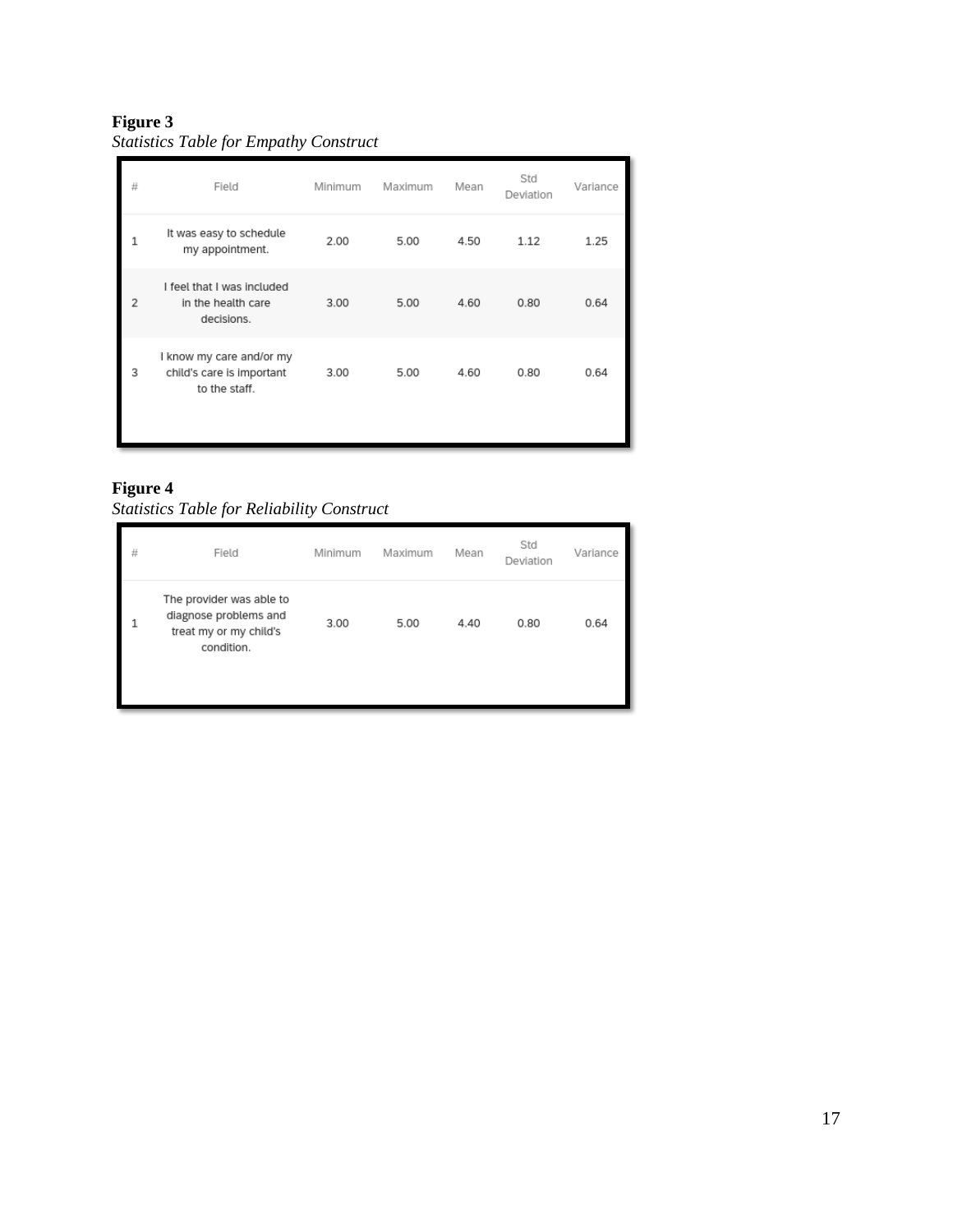**Figure 3**

*Statistics Table for Empathy Construct*

| # | Field | Minimum | Maximum | Mean | Std Deviation | Variance |
|---|---|---|---|---|---|---|
| 1 | It was easy to schedule my appointment. | 2.00 | 5.00 | 4.50 | 1.12 | 1.25 |
| 2 | I feel that I was included in the health care decisions. | 3.00 | 5.00 | 4.60 | 0.80 | 0.64 |
| 3 | I know my care and/or my child's care is important to the staff. | 3.00 | 5.00 | 4.60 | 0.80 | 0.64 |

**Figure 4**

*Statistics Table for Reliability Construct*

| # | Field | Minimum | Maximum | Mean | Std Deviation | Variance |
|---|---|---|---|---|---|---|
| 1 | The provider was able to diagnose problems and treat my or my child's condition. | 3.00 | 5.00 | 4.40 | 0.80 | 0.64 |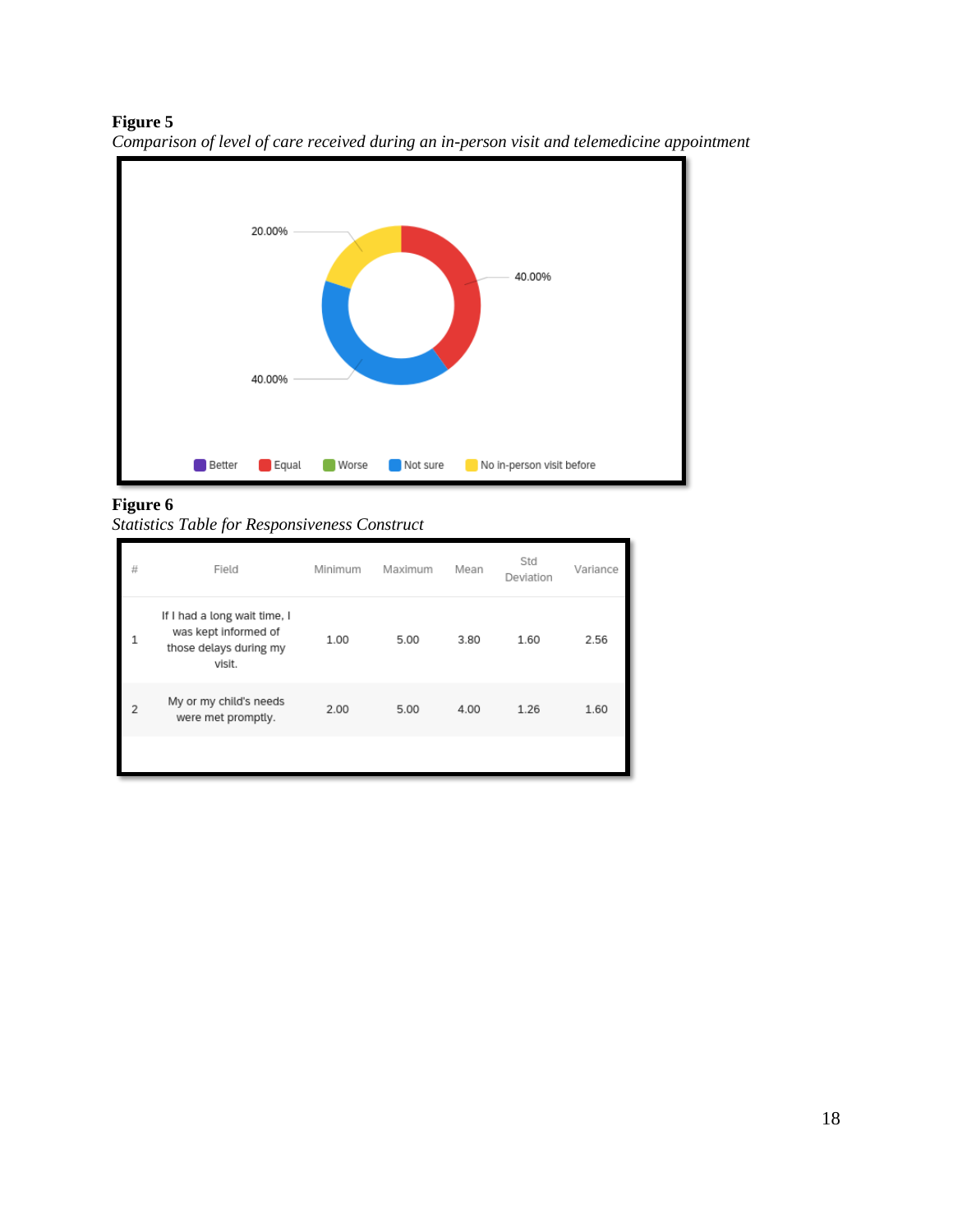**Figure 5**

*Comparison of level of care received during an in-person visit and telemedicine appointment*

20.00%

40.00%

40.00%

Better
Equal
Worse
Not sure
No in-person visit before

**Figure 6**

*Statistics Table for Responsiveness Construct*

| # | Field | Minimum | Maximum | Mean | Std Deviation | Variance |
|---|---|---|---|---|---|---|
| 1 | If I had a long wait time, I was kept informed of those delays during my visit. | 1.00 | 5.00 | 3.80 | 1.60 | 2.56 |
| 2 | My or my child's needs were met promptly. | 2.00 | 5.00 | 4.00 | 1.26 | 1.60 |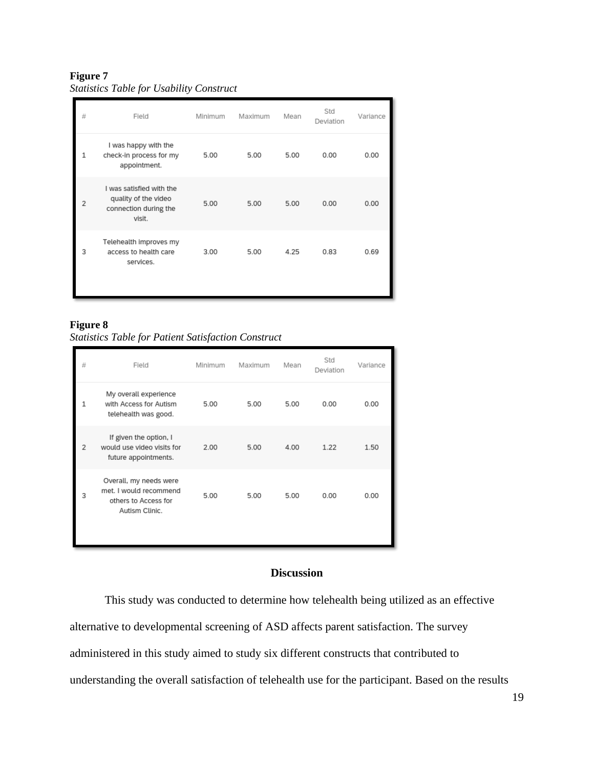**Figure 7**

*Statistics Table for Usability Construct*

| # | Field | Minimum | Maximum | Mean | Std Deviation | Variance |
|---|---|---|---|---|---|---|
| 1 | I was happy with the check-in process for my appointment. | 5.00 | 5.00 | 5.00 | 0.00 | 0.00 |
| 2 | I was satisfied with the quality of the video connection during the visit. | 5.00 | 5.00 | 5.00 | 0.00 | 0.00 |
| 3 | Telehealth improves my access to health care services. | 3.00 | 5.00 | 4.25 | 0.83 | 0.69 |

**Figure 8**

*Statistics Table for Patient Satisfaction Construct*

| # | Field | Minimum | Maximum | Mean | Std Deviation | Variance |
|---|---|---|---|---|---|---|
| 1 | My overall experience with Access for Autism telehealth was good. | 5.00 | 5.00 | 5.00 | 0.00 | 0.00 |
| 2 | If given the option, I would use video visits for future appointments. | 2.00 | 5.00 | 4.00 | 1.22 | 1.50 |
| 3 | Overall, my needs were met. I would recommend others to Access for Autism Clinic. | 5.00 | 5.00 | 5.00 | 0.00 | 0.00 |

## Discussion

This study was conducted to determine how telehealth being utilized as an effective alternative to developmental screening of ASD affects parent satisfaction. The survey administered in this study aimed to study six different constructs that contributed to understanding the overall satisfaction of telehealth use for the participant. Based on the results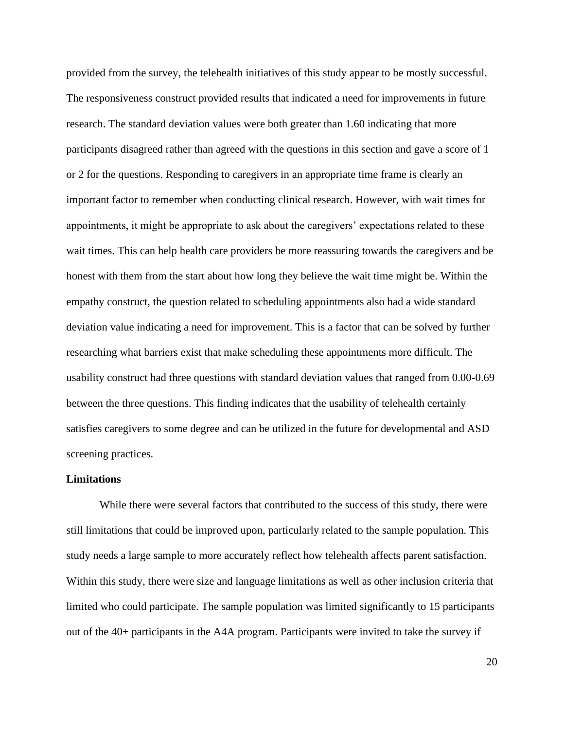provided from the survey, the telehealth initiatives of this study appear to be mostly successful. The responsiveness construct provided results that indicated a need for improvements in future research. The standard deviation values were both greater than 1.60 indicating that more participants disagreed rather than agreed with the questions in this section and gave a score of 1 or 2 for the questions. Responding to caregivers in an appropriate time frame is clearly an important factor to remember when conducting clinical research. However, with wait times for appointments, it might be appropriate to ask about the caregivers' expectations related to these wait times. This can help health care providers be more reassuring towards the caregivers and be honest with them from the start about how long they believe the wait time might be. Within the empathy construct, the question related to scheduling appointments also had a wide standard deviation value indicating a need for improvement. This is a factor that can be solved by further researching what barriers exist that make scheduling these appointments more difficult. The usability construct had three questions with standard deviation values that ranged from 0.00-0.69 between the three questions. This finding indicates that the usability of telehealth certainly satisfies caregivers to some degree and can be utilized in the future for developmental and ASD screening practices.

## Limitations

While there were several factors that contributed to the success of this study, there were still limitations that could be improved upon, particularly related to the sample population. This study needs a large sample to more accurately reflect how telehealth affects parent satisfaction. Within this study, there were size and language limitations as well as other inclusion criteria that limited who could participate. The sample population was limited significantly to 15 participants out of the 40+ participants in the A4A program. Participants were invited to take the survey if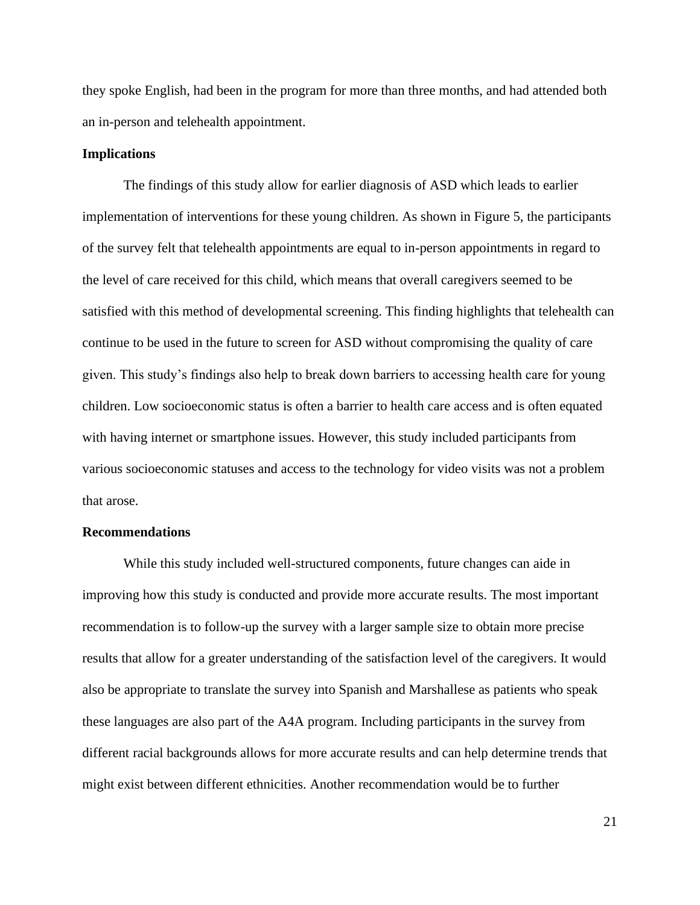they spoke English, had been in the program for more than three months, and had attended both an in-person and telehealth appointment.

### Implications

The findings of this study allow for earlier diagnosis of ASD which leads to earlier implementation of interventions for these young children. As shown in Figure 5, the participants of the survey felt that telehealth appointments are equal to in-person appointments in regard to the level of care received for this child, which means that overall caregivers seemed to be satisfied with this method of developmental screening. This finding highlights that telehealth can continue to be used in the future to screen for ASD without compromising the quality of care given. This study's findings also help to break down barriers to accessing health care for young children. Low socioeconomic status is often a barrier to health care access and is often equated with having internet or smartphone issues. However, this study included participants from various socioeconomic statuses and access to the technology for video visits was not a problem that arose.

### Recommendations

While this study included well-structured components, future changes can aide in improving how this study is conducted and provide more accurate results. The most important recommendation is to follow-up the survey with a larger sample size to obtain more precise results that allow for a greater understanding of the satisfaction level of the caregivers. It would also be appropriate to translate the survey into Spanish and Marshallese as patients who speak these languages are also part of the A4A program. Including participants in the survey from different racial backgrounds allows for more accurate results and can help determine trends that might exist between different ethnicities. Another recommendation would be to further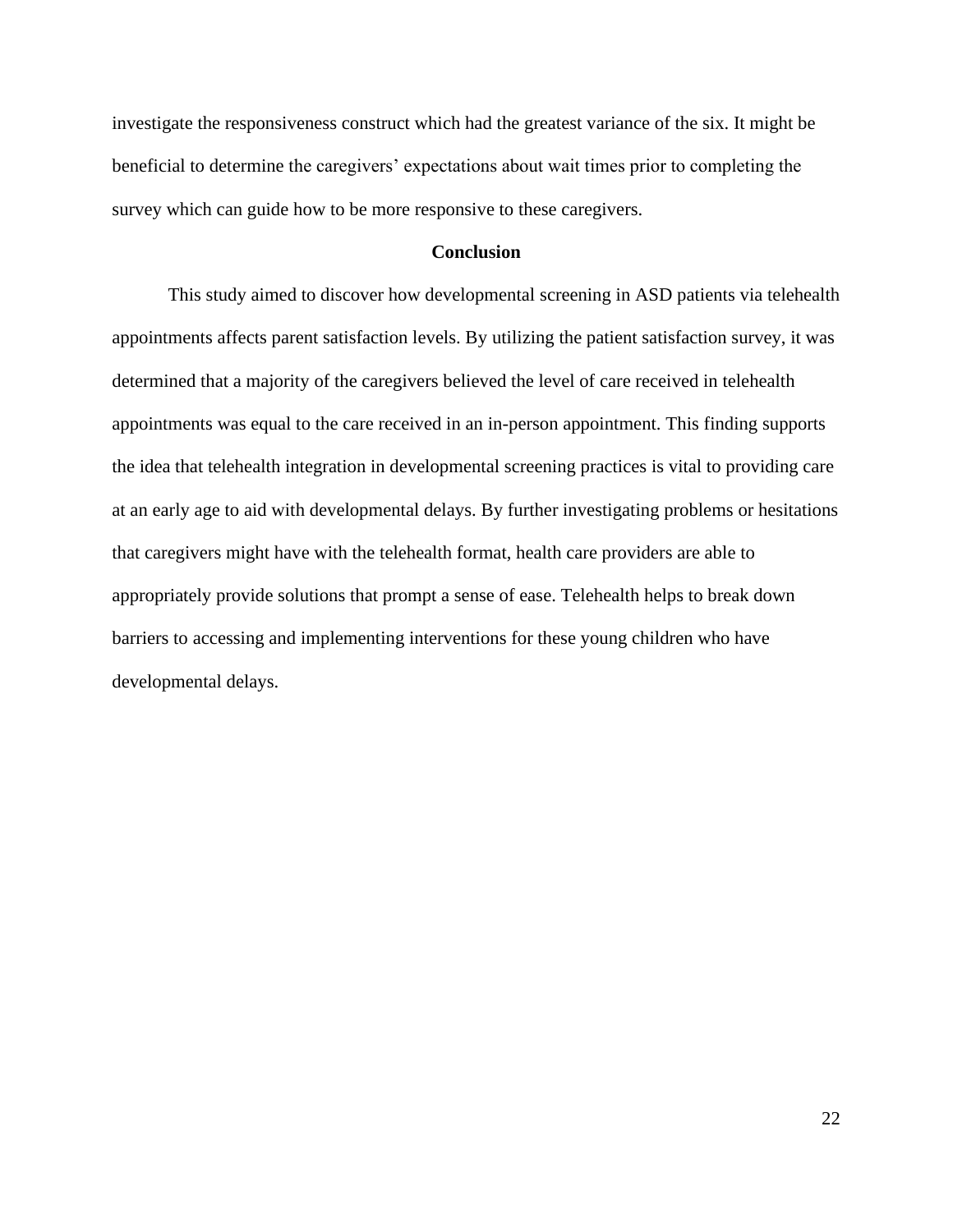investigate the responsiveness construct which had the greatest variance of the six. It might be beneficial to determine the caregivers' expectations about wait times prior to completing the survey which can guide how to be more responsive to these caregivers.

## Conclusion

This study aimed to discover how developmental screening in ASD patients via telehealth appointments affects parent satisfaction levels. By utilizing the patient satisfaction survey, it was determined that a majority of the caregivers believed the level of care received in telehealth appointments was equal to the care received in an in-person appointment. This finding supports the idea that telehealth integration in developmental screening practices is vital to providing care at an early age to aid with developmental delays. By further investigating problems or hesitations that caregivers might have with the telehealth format, health care providers are able to appropriately provide solutions that prompt a sense of ease. Telehealth helps to break down barriers to accessing and implementing interventions for these young children who have developmental delays.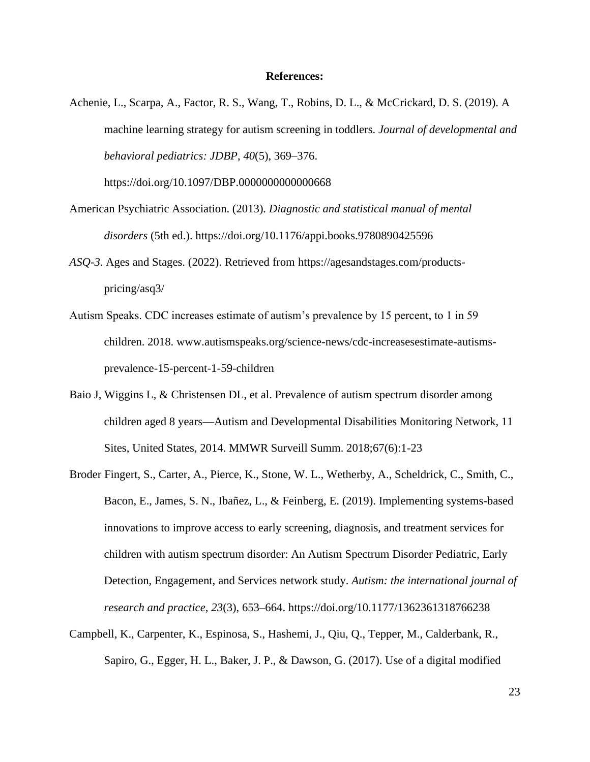**References:**

Achenie, L., Scarpa, A., Factor, R. S., Wang, T., Robins, D. L., & McCrickard, D. S. (2019). A machine learning strategy for autism screening in toddlers. *Journal of developmental and behavioral pediatrics: JDBP*, *40*(5), 369–376. https://doi.org/10.1097/DBP.0000000000000668

American Psychiatric Association. (2013). *Diagnostic and statistical manual of mental disorders* (5th ed.). https://doi.org/10.1176/appi.books.9780890425596

*ASQ-3*. Ages and Stages. (2022). Retrieved from https://agesandstages.com/products-pricing/asq3/

Autism Speaks. CDC increases estimate of autism's prevalence by 15 percent, to 1 in 59 children. 2018. www.autismspeaks.org/science-news/cdc-increasesestimate-autisms-prevalence-15-percent-1-59-children

Baio J, Wiggins L, & Christensen DL, et al. Prevalence of autism spectrum disorder among children aged 8 years—Autism and Developmental Disabilities Monitoring Network, 11 Sites, United States, 2014. MMWR Surveill Summ. 2018;67(6):1-23

Broder Fingert, S., Carter, A., Pierce, K., Stone, W. L., Wetherby, A., Scheldrick, C., Smith, C., Bacon, E., James, S. N., Ibañez, L., & Feinberg, E. (2019). Implementing systems-based innovations to improve access to early screening, diagnosis, and treatment services for children with autism spectrum disorder: An Autism Spectrum Disorder Pediatric, Early Detection, Engagement, and Services network study. *Autism: the international journal of research and practice*, *23*(3), 653–664. https://doi.org/10.1177/1362361318766238

Campbell, K., Carpenter, K., Espinosa, S., Hashemi, J., Qiu, Q., Tepper, M., Calderbank, R., Sapiro, G., Egger, H. L., Baker, J. P., & Dawson, G. (2017). Use of a digital modified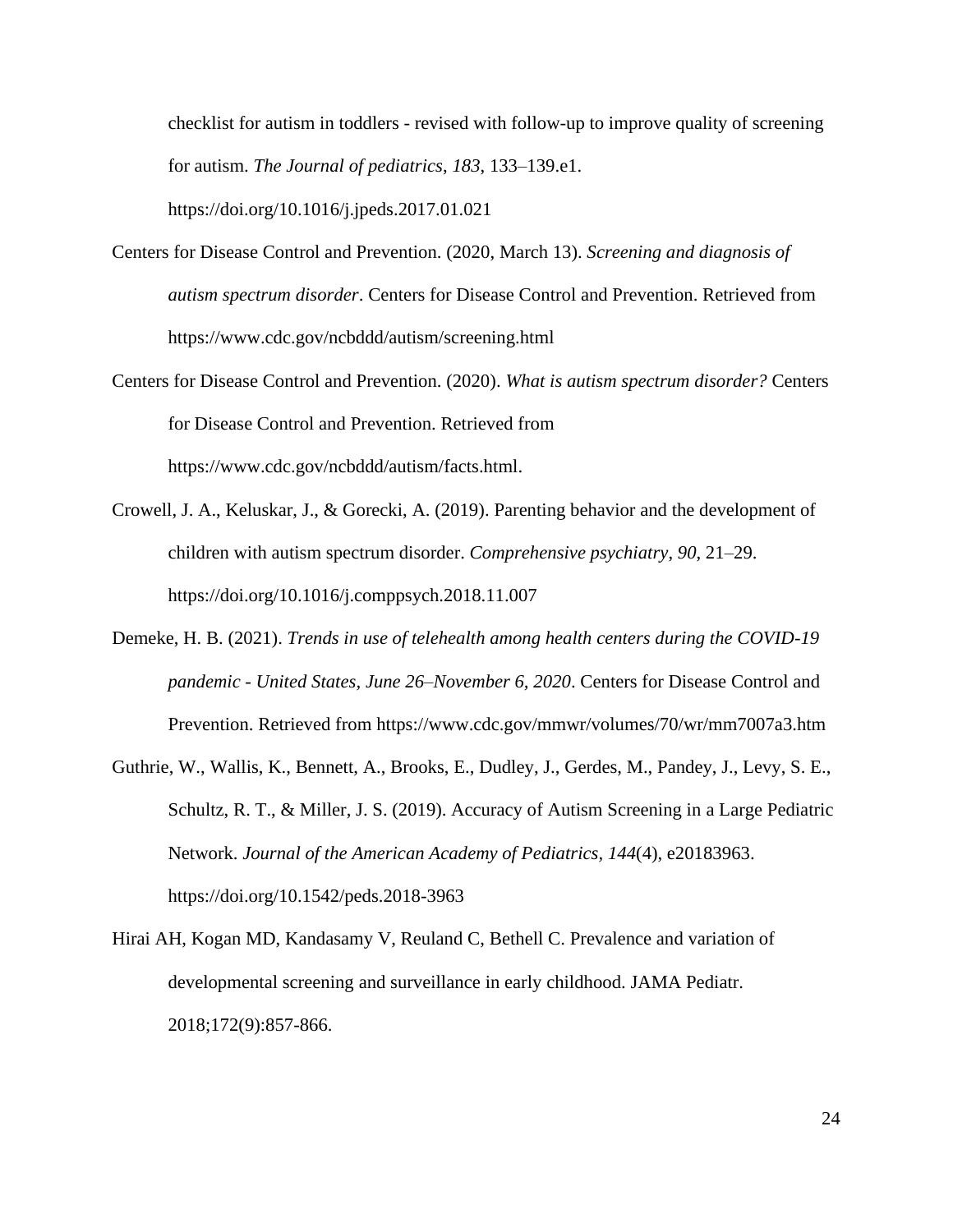checklist for autism in toddlers - revised with follow-up to improve quality of screening for autism. *The Journal of pediatrics*, *183*, 133–139.e1. https://doi.org/10.1016/j.jpeds.2017.01.021

Centers for Disease Control and Prevention. (2020, March 13). *Screening and diagnosis of autism spectrum disorder*. Centers for Disease Control and Prevention. Retrieved from https://www.cdc.gov/ncbddd/autism/screening.html

Centers for Disease Control and Prevention. (2020). *What is autism spectrum disorder?* Centers for Disease Control and Prevention. Retrieved from https://www.cdc.gov/ncbddd/autism/facts.html.

Crowell, J. A., Keluskar, J., & Gorecki, A. (2019). Parenting behavior and the development of children with autism spectrum disorder. *Comprehensive psychiatry*, *90*, 21–29. https://doi.org/10.1016/j.comppsych.2018.11.007

Demeke, H. B. (2021). *Trends in use of telehealth among health centers during the COVID-19 pandemic - United States, June 26–November 6, 2020*. Centers for Disease Control and Prevention. Retrieved from https://www.cdc.gov/mmwr/volumes/70/wr/mm7007a3.htm

Guthrie, W., Wallis, K., Bennett, A., Brooks, E., Dudley, J., Gerdes, M., Pandey, J., Levy, S. E., Schultz, R. T., & Miller, J. S. (2019). Accuracy of Autism Screening in a Large Pediatric Network. *Journal of the American Academy of Pediatrics, 144*(4), e20183963. https://doi.org/10.1542/peds.2018-3963

Hirai AH, Kogan MD, Kandasamy V, Reuland C, Bethell C. Prevalence and variation of developmental screening and surveillance in early childhood. JAMA Pediatr. 2018;172(9):857-866.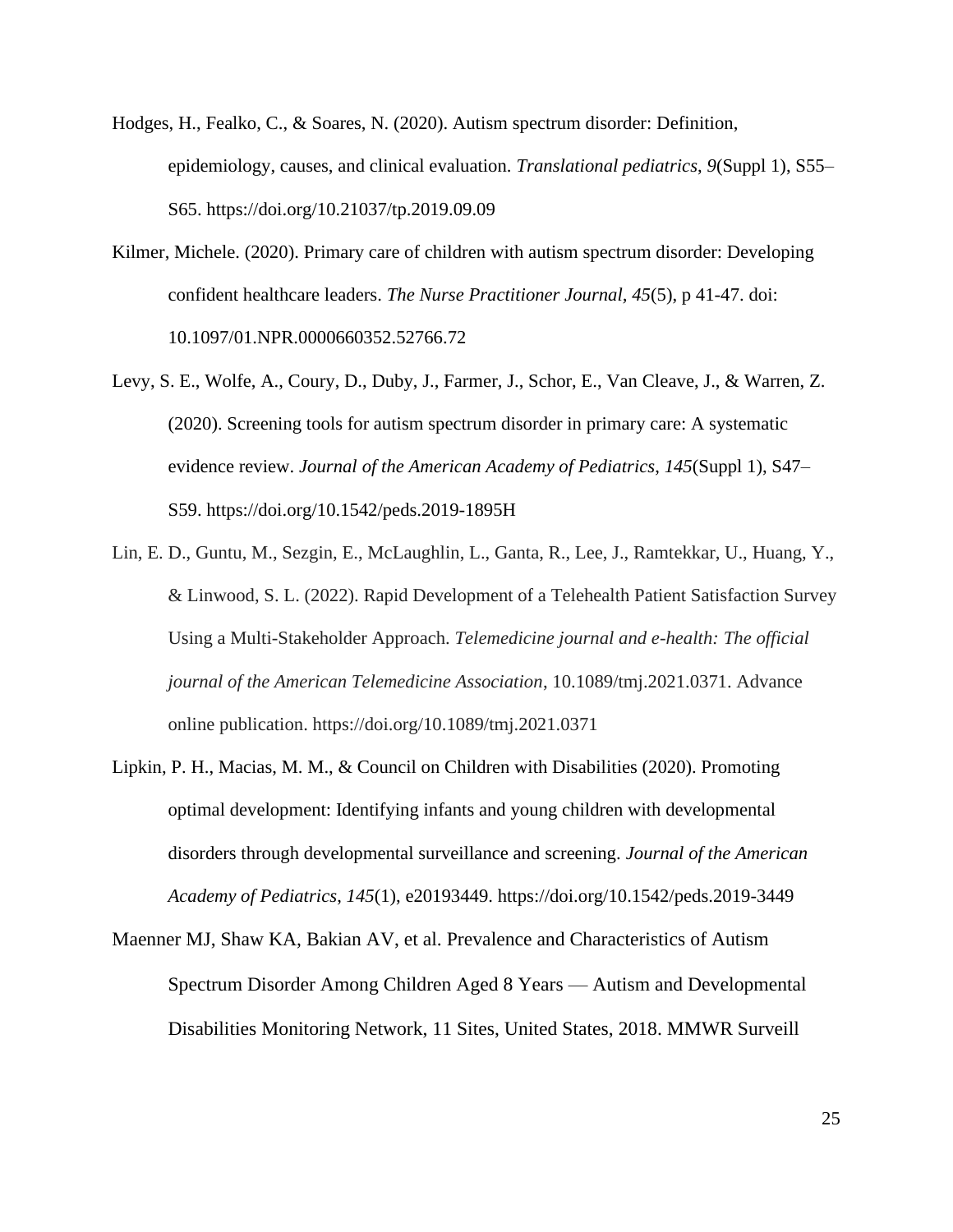Hodges, H., Fealko, C., & Soares, N. (2020). Autism spectrum disorder: Definition, epidemiology, causes, and clinical evaluation. *Translational pediatrics*, *9*(Suppl 1), S55–S65. https://doi.org/10.21037/tp.2019.09.09

Kilmer, Michele. (2020). Primary care of children with autism spectrum disorder: Developing confident healthcare leaders. *The Nurse Practitioner Journal, 45*(5), p 41-47. doi: 10.1097/01.NPR.0000660352.52766.72

Levy, S. E., Wolfe, A., Coury, D., Duby, J., Farmer, J., Schor, E., Van Cleave, J., & Warren, Z. (2020). Screening tools for autism spectrum disorder in primary care: A systematic evidence review. *Journal of the American Academy of Pediatrics*, *145*(Suppl 1), S47–S59. https://doi.org/10.1542/peds.2019-1895H

Lin, E. D., Guntu, M., Sezgin, E., McLaughlin, L., Ganta, R., Lee, J., Ramtekkar, U., Huang, Y., & Linwood, S. L. (2022). Rapid Development of a Telehealth Patient Satisfaction Survey Using a Multi-Stakeholder Approach. *Telemedicine journal and e-health: The official journal of the American Telemedicine Association*, 10.1089/tmj.2021.0371. Advance online publication. https://doi.org/10.1089/tmj.2021.0371

Lipkin, P. H., Macias, M. M., & Council on Children with Disabilities (2020). Promoting optimal development: Identifying infants and young children with developmental disorders through developmental surveillance and screening. *Journal of the American Academy of Pediatrics*, *145*(1), e20193449. https://doi.org/10.1542/peds.2019-3449

Maenner MJ, Shaw KA, Bakian AV, et al. Prevalence and Characteristics of Autism Spectrum Disorder Among Children Aged 8 Years — Autism and Developmental Disabilities Monitoring Network, 11 Sites, United States, 2018. MMWR Surveill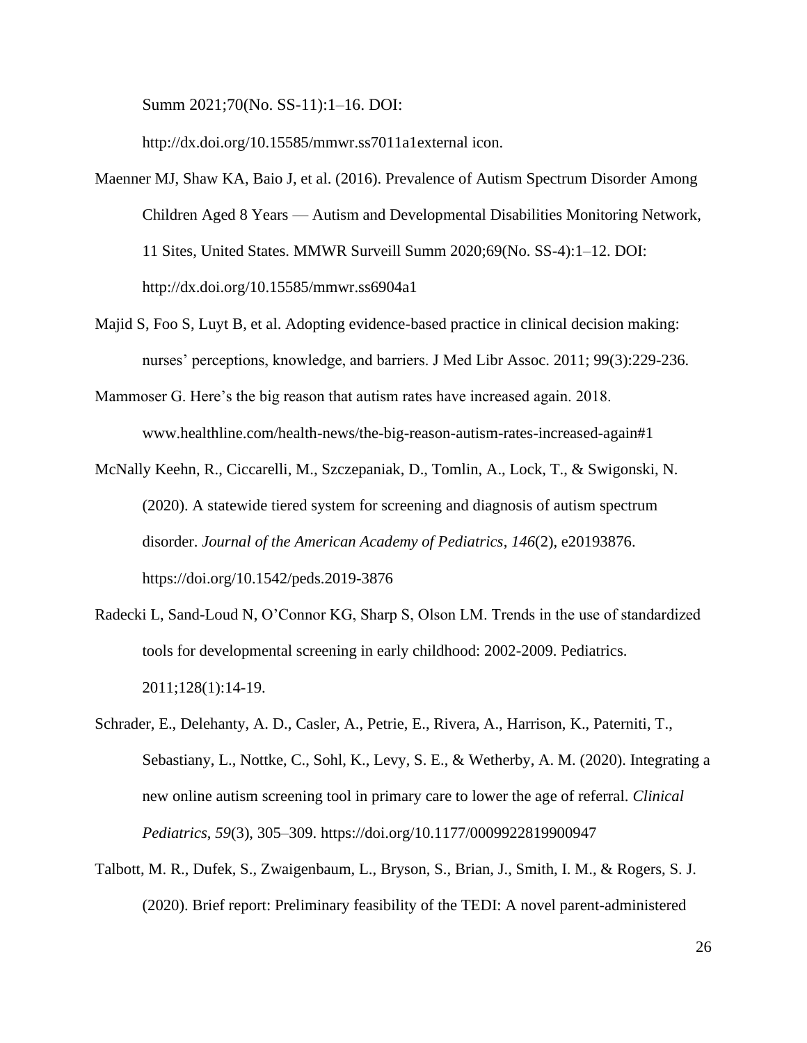Summ 2021;70(No. SS-11):1–16. DOI: http://dx.doi.org/10.15585/mmwr.ss7011a1external icon.

Maenner MJ, Shaw KA, Baio J, et al. (2016). Prevalence of Autism Spectrum Disorder Among Children Aged 8 Years — Autism and Developmental Disabilities Monitoring Network, 11 Sites, United States. MMWR Surveill Summ 2020;69(No. SS-4):1–12. DOI: http://dx.doi.org/10.15585/mmwr.ss6904a1

Majid S, Foo S, Luyt B, et al. Adopting evidence-based practice in clinical decision making: nurses' perceptions, knowledge, and barriers. J Med Libr Assoc. 2011; 99(3):229-236.

Mammoser G. Here's the big reason that autism rates have increased again. 2018. www.healthline.com/health-news/the-big-reason-autism-rates-increased-again#1

McNally Keehn, R., Ciccarelli, M., Szczepaniak, D., Tomlin, A., Lock, T., & Swigonski, N. (2020). A statewide tiered system for screening and diagnosis of autism spectrum disorder. *Journal of the American Academy of Pediatrics*, *146*(2), e20193876. https://doi.org/10.1542/peds.2019-3876

Radecki L, Sand-Loud N, O'Connor KG, Sharp S, Olson LM. Trends in the use of standardized tools for developmental screening in early childhood: 2002-2009. Pediatrics. 2011;128(1):14-19.

Schrader, E., Delehanty, A. D., Casler, A., Petrie, E., Rivera, A., Harrison, K., Paterniti, T., Sebastiany, L., Nottke, C., Sohl, K., Levy, S. E., & Wetherby, A. M. (2020). Integrating a new online autism screening tool in primary care to lower the age of referral. *Clinical Pediatrics*, *59*(3), 305–309. https://doi.org/10.1177/0009922819900947

Talbott, M. R., Dufek, S., Zwaigenbaum, L., Bryson, S., Brian, J., Smith, I. M., & Rogers, S. J. (2020). Brief report: Preliminary feasibility of the TEDI: A novel parent-administered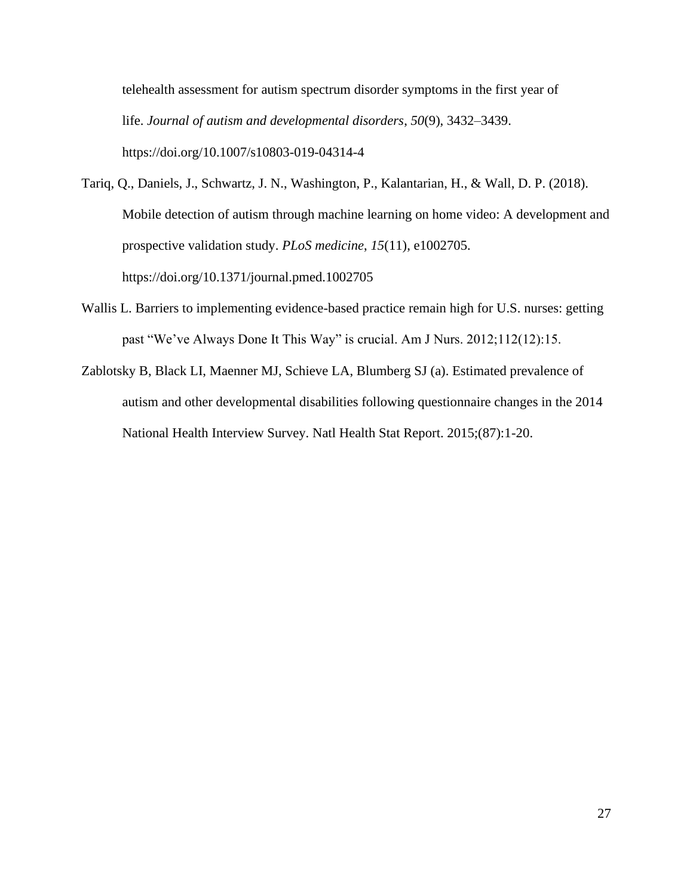telehealth assessment for autism spectrum disorder symptoms in the first year of life. *Journal of autism and developmental disorders*, *50*(9), 3432–3439. https://doi.org/10.1007/s10803-019-04314-4

Tariq, Q., Daniels, J., Schwartz, J. N., Washington, P., Kalantarian, H., & Wall, D. P. (2018). Mobile detection of autism through machine learning on home video: A development and prospective validation study. *PLoS medicine*, *15*(11), e1002705. https://doi.org/10.1371/journal.pmed.1002705

Wallis L. Barriers to implementing evidence-based practice remain high for U.S. nurses: getting past "We've Always Done It This Way" is crucial. Am J Nurs. 2012;112(12):15.

Zablotsky B, Black LI, Maenner MJ, Schieve LA, Blumberg SJ (a). Estimated prevalence of autism and other developmental disabilities following questionnaire changes in the 2014 National Health Interview Survey. Natl Health Stat Report. 2015;(87):1-20.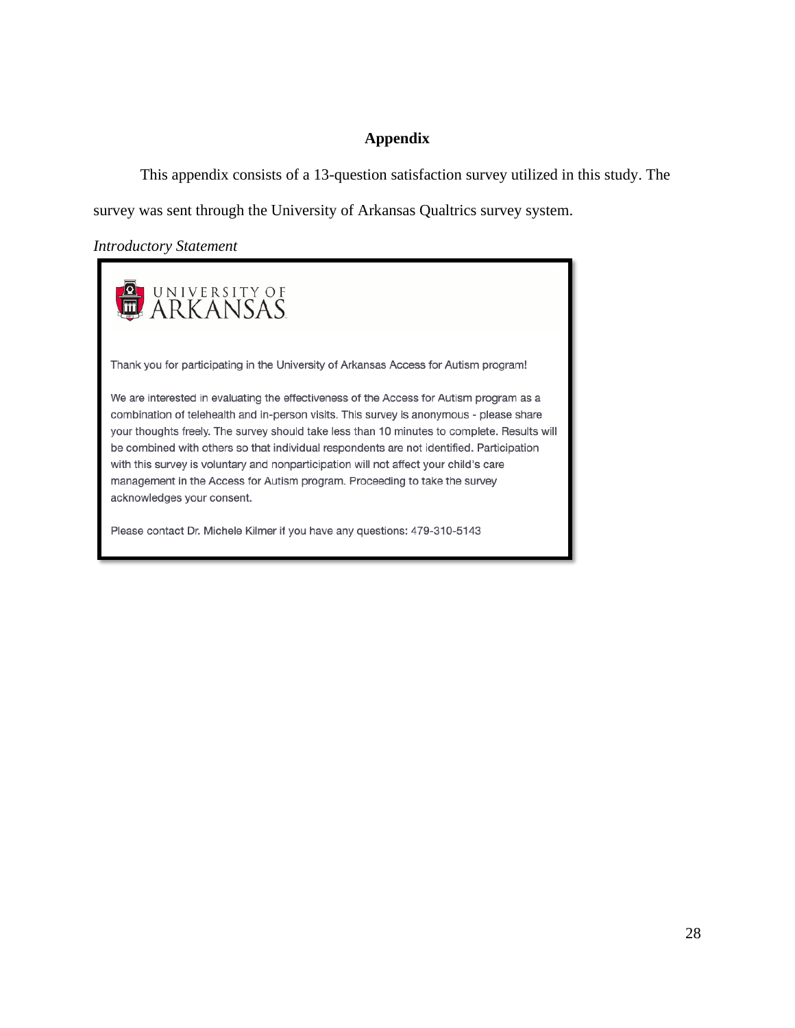# Appendix

This appendix consists of a 13-question satisfaction survey utilized in this study. The survey was sent through the University of Arkansas Qualtrics survey system.

*Introductory Statement*

UNIVERSITY OF ARKANSAS

Thank you for participating in the University of Arkansas Access for Autism program!

We are interested in evaluating the effectiveness of the Access for Autism program as a combination of telehealth and in-person visits. This survey is anonymous - please share your thoughts freely. The survey should take less than 10 minutes to complete. Results will be combined with others so that individual respondents are not identified. Participation with this survey is voluntary and nonparticipation will not affect your child's care management in the Access for Autism program. Proceeding to take the survey acknowledges your consent.

Please contact Dr. Michele Kilmer if you have any questions: 479-310-5143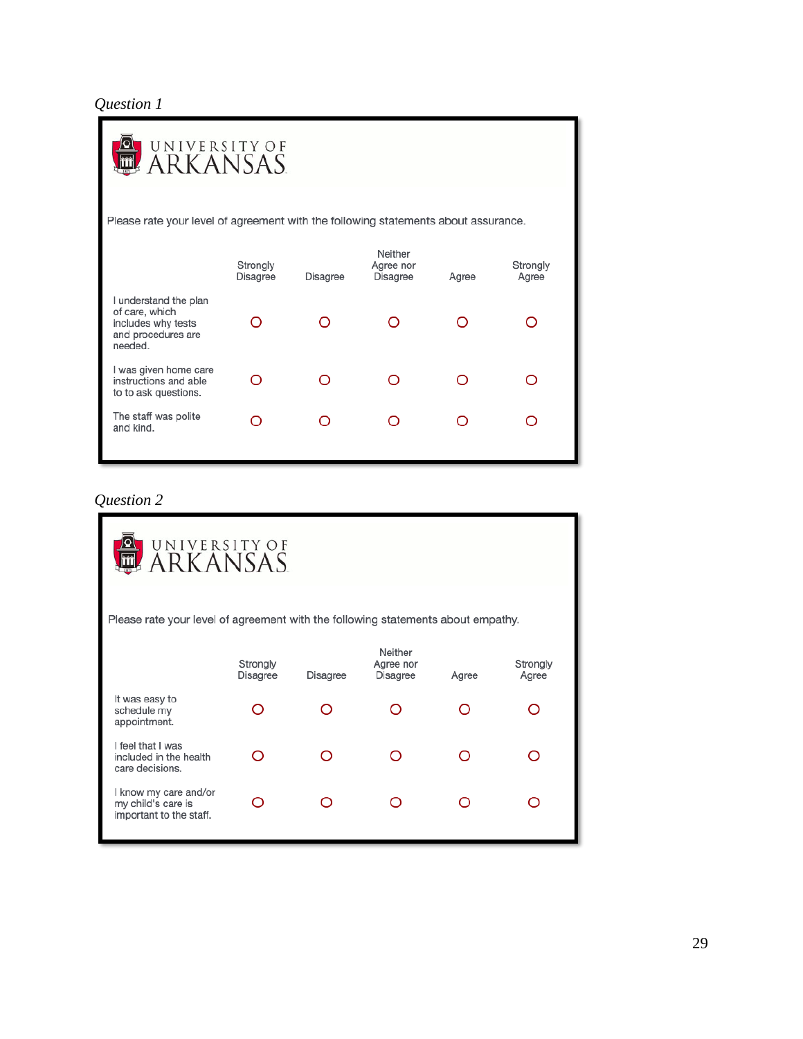*Question 1*

UNIVERSITY OF ARKANSAS

Please rate your level of agreement with the following statements about assurance.

| | Strongly Disagree | Disagree | Neither Agree nor Disagree | Agree | Strongly Agree |
|---|---|---|---|---|---|
| I understand the plan of care, which includes why tests and procedures are needed. | ○ | ○ | ○ | ○ | ○ |
| I was given home care instructions and able to to ask questions. | ○ | ○ | ○ | ○ | ○ |
| The staff was polite and kind. | ○ | ○ | ○ | ○ | ○ |

*Question 2*

UNIVERSITY OF ARKANSAS

Please rate your level of agreement with the following statements about empathy.

| | Strongly Disagree | Disagree | Neither Agree nor Disagree | Agree | Strongly Agree |
|---|---|---|---|---|---|
| It was easy to schedule my appointment. | ○ | ○ | ○ | ○ | ○ |
| I feel that I was included in the health care decisions. | ○ | ○ | ○ | ○ | ○ |
| I know my care and/or my child's care is important to the staff. | ○ | ○ | ○ | ○ | ○ |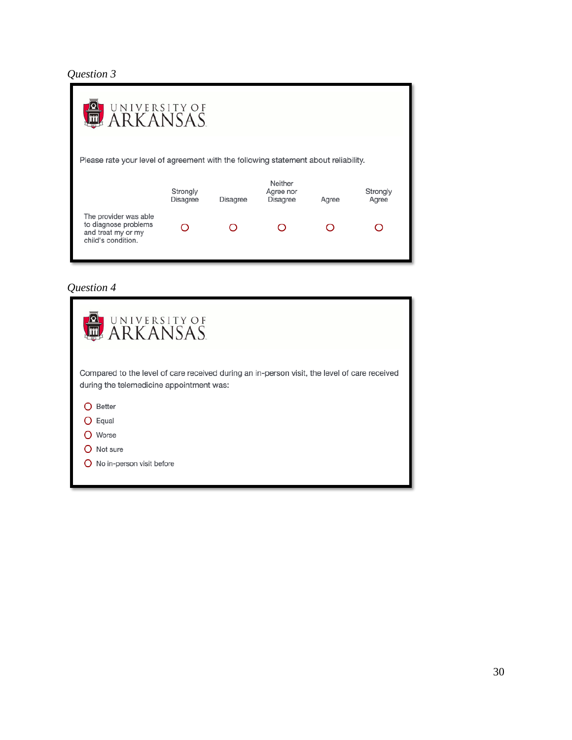*Question 3*

UNIVERSITY OF ARKANSAS

Please rate your level of agreement with the following statement about reliability.

| | Strongly Disagree | Disagree | Neither Agree nor Disagree | Agree | Strongly Agree |
| --- | --- | --- | --- | --- | --- |
| The provider was able to diagnose problems and treat my or my child's condition. | ○ | ○ | ○ | ○ | ○ |

*Question 4*

UNIVERSITY OF ARKANSAS

Compared to the level of care received during an in-person visit, the level of care received during the telemedicine appointment was:

- ○ Better
- ○ Equal
- ○ Worse
- ○ Not sure
- ○ No in-person visit before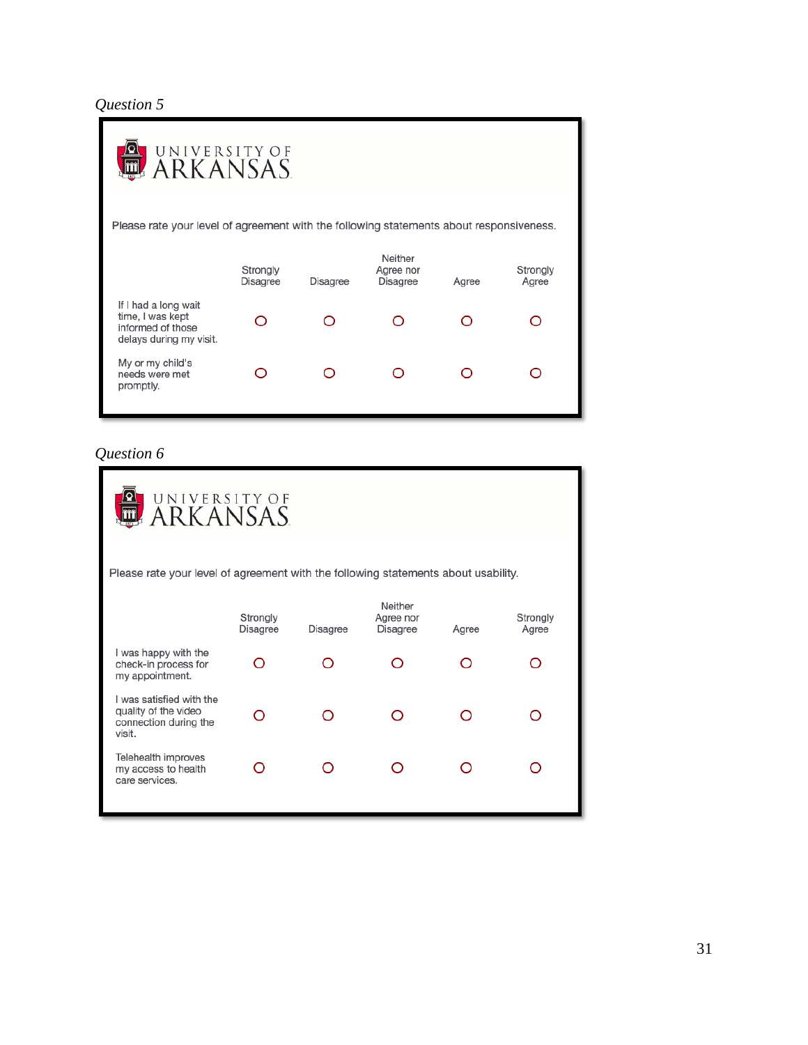*Question 5*

UNIVERSITY OF ARKANSAS

Please rate your level of agreement with the following statements about responsiveness.

| | Strongly Disagree | Disagree | Neither Agree nor Disagree | Agree | Strongly Agree |
|---|---|---|---|---|---|
| If I had a long wait time, I was kept informed of those delays during my visit. | ○ | ○ | ○ | ○ | ○ |
| My or my child's needs were met promptly. | ○ | ○ | ○ | ○ | ○ |

*Question 6*

UNIVERSITY OF ARKANSAS

Please rate your level of agreement with the following statements about usability.

| | Strongly Disagree | Disagree | Neither Agree nor Disagree | Agree | Strongly Agree |
|---|---|---|---|---|---|
| I was happy with the check-in process for my appointment. | ○ | ○ | ○ | ○ | ○ |
| I was satisfied with the quality of the video connection during the visit. | ○ | ○ | ○ | ○ | ○ |
| Telehealth improves my access to health care services. | ○ | ○ | ○ | ○ | ○ |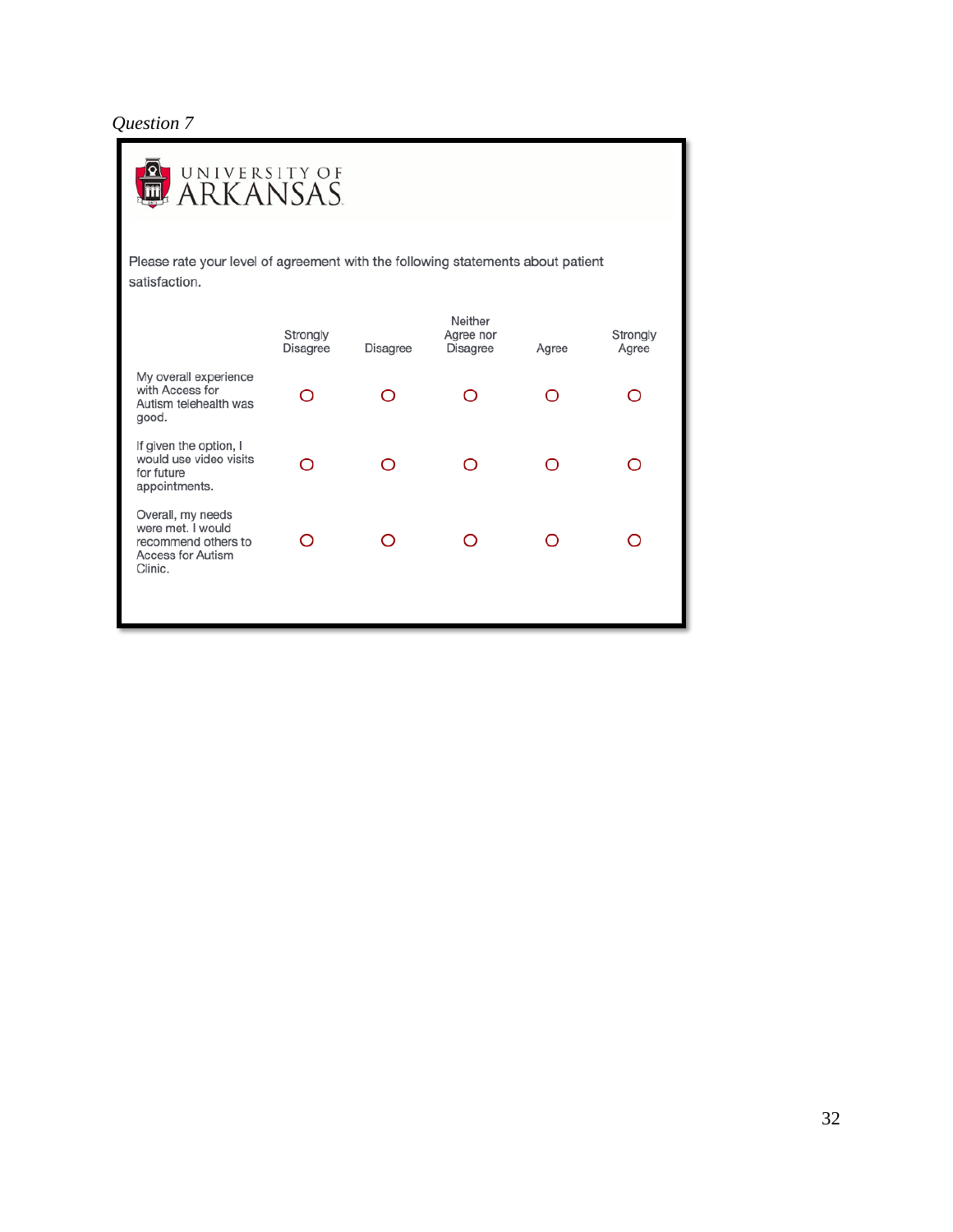*Question 7*

UNIVERSITY OF ARKANSAS

Please rate your level of agreement with the following statements about patient satisfaction.

| | Strongly Disagree | Disagree | Neither Agree nor Disagree | Agree | Strongly Agree |
|---|---|---|---|---|---|
| My overall experience with Access for Autism telehealth was good. | ○ | ○ | ○ | ○ | ○ |
| If given the option, I would use video visits for future appointments. | ○ | ○ | ○ | ○ | ○ |
| Overall, my needs were met. I would recommend others to Access for Autism Clinic. | ○ | ○ | ○ | ○ | ○ |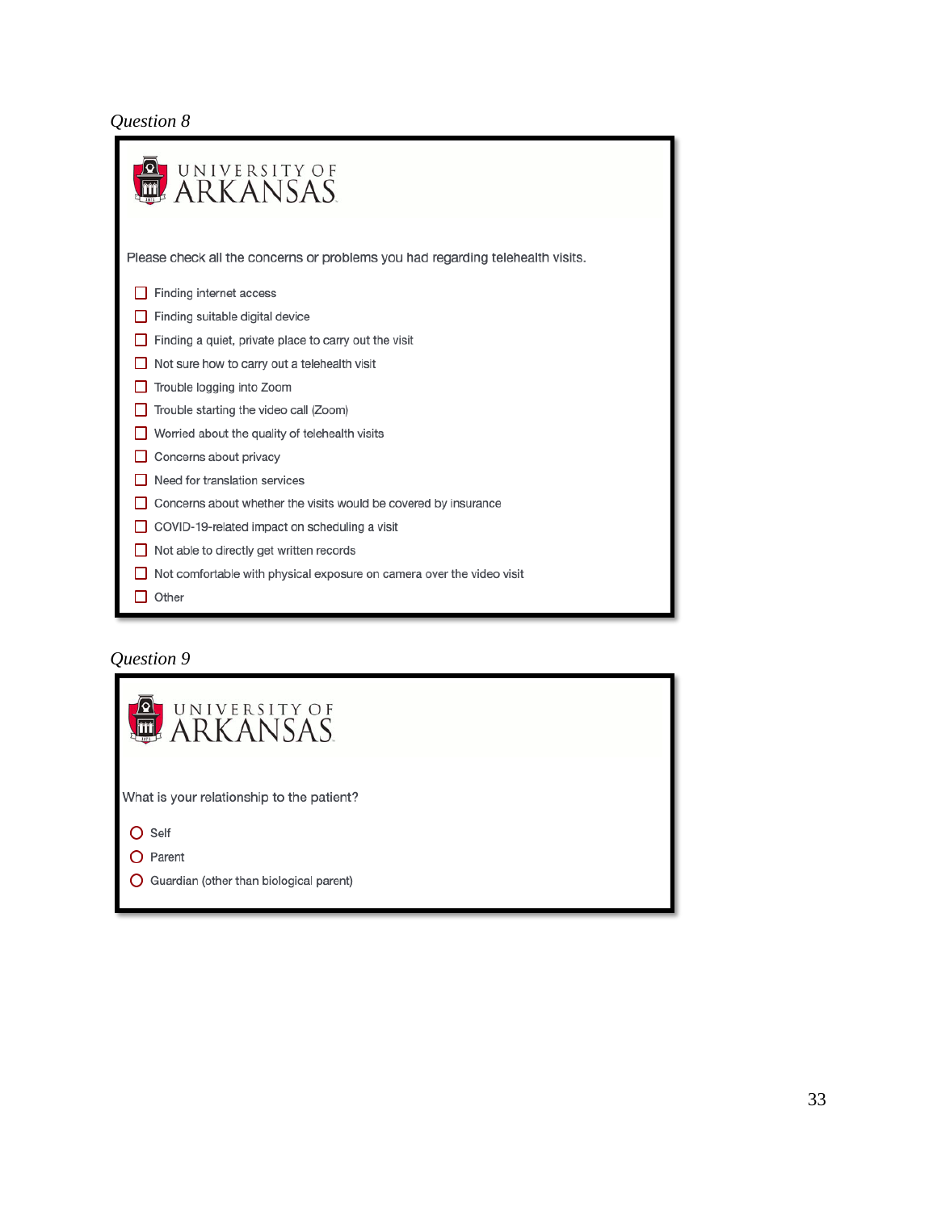*Question 8*

UNIVERSITY OF ARKANSAS

Please check all the concerns or problems you had regarding telehealth visits.

- ☐ Finding internet access
- ☐ Finding suitable digital device
- ☐ Finding a quiet, private place to carry out the visit
- ☐ Not sure how to carry out a telehealth visit
- ☐ Trouble logging into Zoom
- ☐ Trouble starting the video call (Zoom)
- ☐ Worried about the quality of telehealth visits
- ☐ Concerns about privacy
- ☐ Need for translation services
- ☐ Concerns about whether the visits would be covered by insurance
- ☐ COVID-19-related impact on scheduling a visit
- ☐ Not able to directly get written records
- ☐ Not comfortable with physical exposure on camera over the video visit
- ☐ Other

*Question 9*

UNIVERSITY OF ARKANSAS

What is your relationship to the patient?

- ○ Self
- ○ Parent
- ○ Guardian (other than biological parent)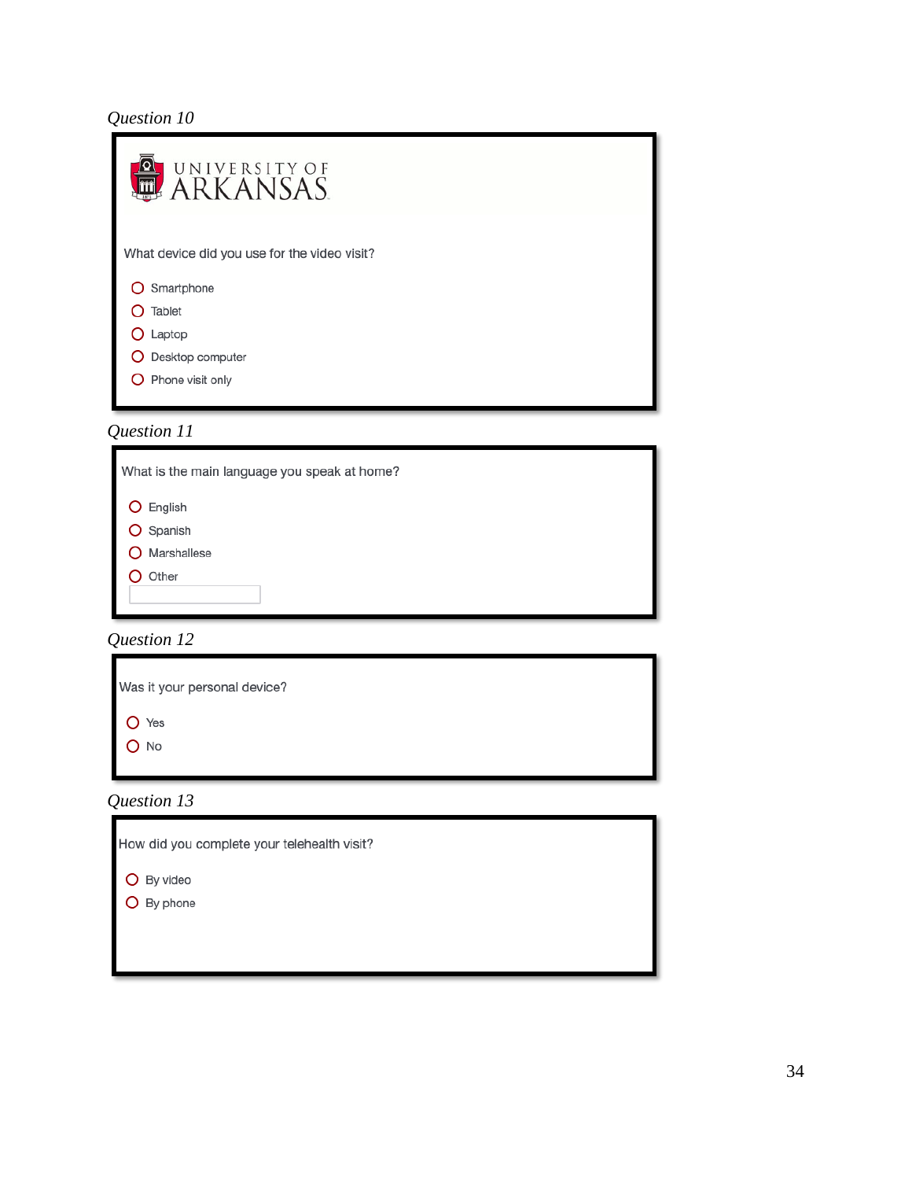*Question 10*

UNIVERSITY OF ARKANSAS

What device did you use for the video visit?

- Smartphone
- Tablet
- Laptop
- Desktop computer
- Phone visit only

*Question 11*

What is the main language you speak at home?

- English
- Spanish
- Marshallese
- Other

*Question 12*

Was it your personal device?

- Yes
- No

*Question 13*

How did you complete your telehealth visit?

- By video
- By phone